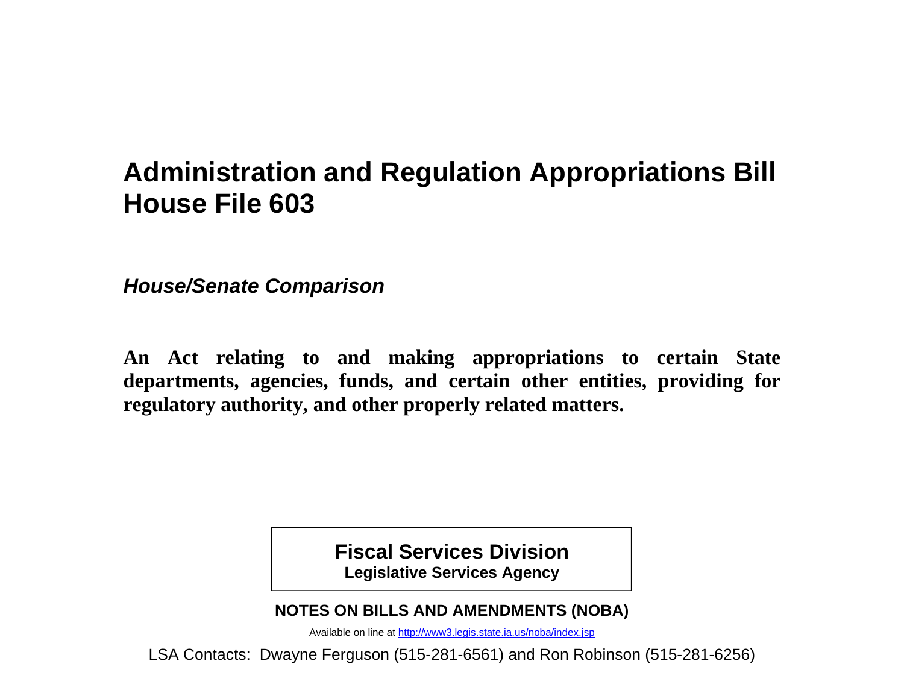# Administration and Regulation Appropriations Bill
# House File 603

***House/Senate Comparison***

**An Act relating to and making appropriations to certain State departments, agencies, funds, and certain other entities, providing for regulatory authority, and other properly related matters.**

**Fiscal Services Division**
**Legislative Services Agency**

**NOTES ON BILLS AND AMENDMENTS (NOBA)**

Available on line at [http://www3.legis.state.ia.us/noba/index.jsp](http://www3.legis.state.ia.us/noba/index.jsp)

LSA Contacts: Dwayne Ferguson (515-281-6561) and Ron Robinson (515-281-6256)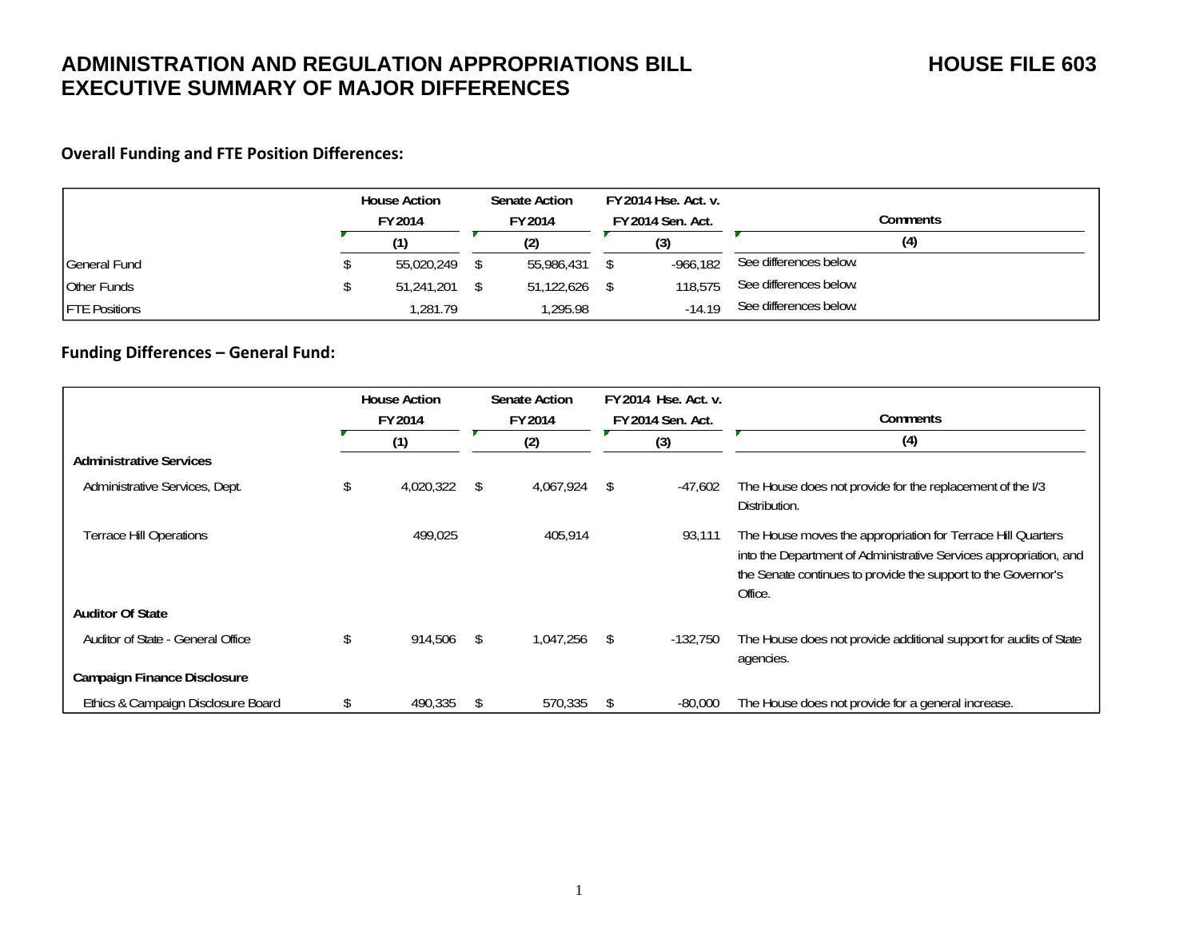# ADMINISTRATION AND REGULATION APPROPRIATIONS BILL HOUSE FILE 603
# EXECUTIVE SUMMARY OF MAJOR DIFFERENCES

### Overall Funding and FTE Position Differences:

| | House Action FY 2014 (1) | Senate Action FY 2014 (2) | FY 2014 Hse. Act. v. FY 2014 Sen. Act. (3) | Comments (4) |
|---|---|---|---|---|
| General Fund | $ 55,020,249 | $ 55,986,431 | $ -966,182 | See differences below. |
| Other Funds | $ 51,241,201 | $ 51,122,626 | $ 118,575 | See differences below. |
| FTE Positions | 1,281.79 | 1,295.98 | -14.19 | See differences below. |

### Funding Differences – General Fund:

| | House Action FY 2014 (1) | Senate Action FY 2014 (2) | FY 2014 Hse. Act. v. FY 2014 Sen. Act. (3) | Comments (4) |
|---|---|---|---|---|
| **Administrative Services** | | | | |
| Administrative Services, Dept. | $ 4,020,322 | $ 4,067,924 | $ -47,602 | The House does not provide for the replacement of the I/3 Distribution. |
| Terrace Hill Operations | 499,025 | 405,914 | 93,111 | The House moves the appropriation for Terrace Hill Quarters into the Department of Administrative Services appropriation, and the Senate continues to provide the support to the Governor's Office. |
| **Auditor Of State** | | | | |
| Auditor of State - General Office | $ 914,506 | $ 1,047,256 | $ -132,750 | The House does not provide additional support for audits of State agencies. |
| **Campaign Finance Disclosure** | | | | |
| Ethics & Campaign Disclosure Board | $ 490,335 | $ 570,335 | $ -80,000 | The House does not provide for a general increase. |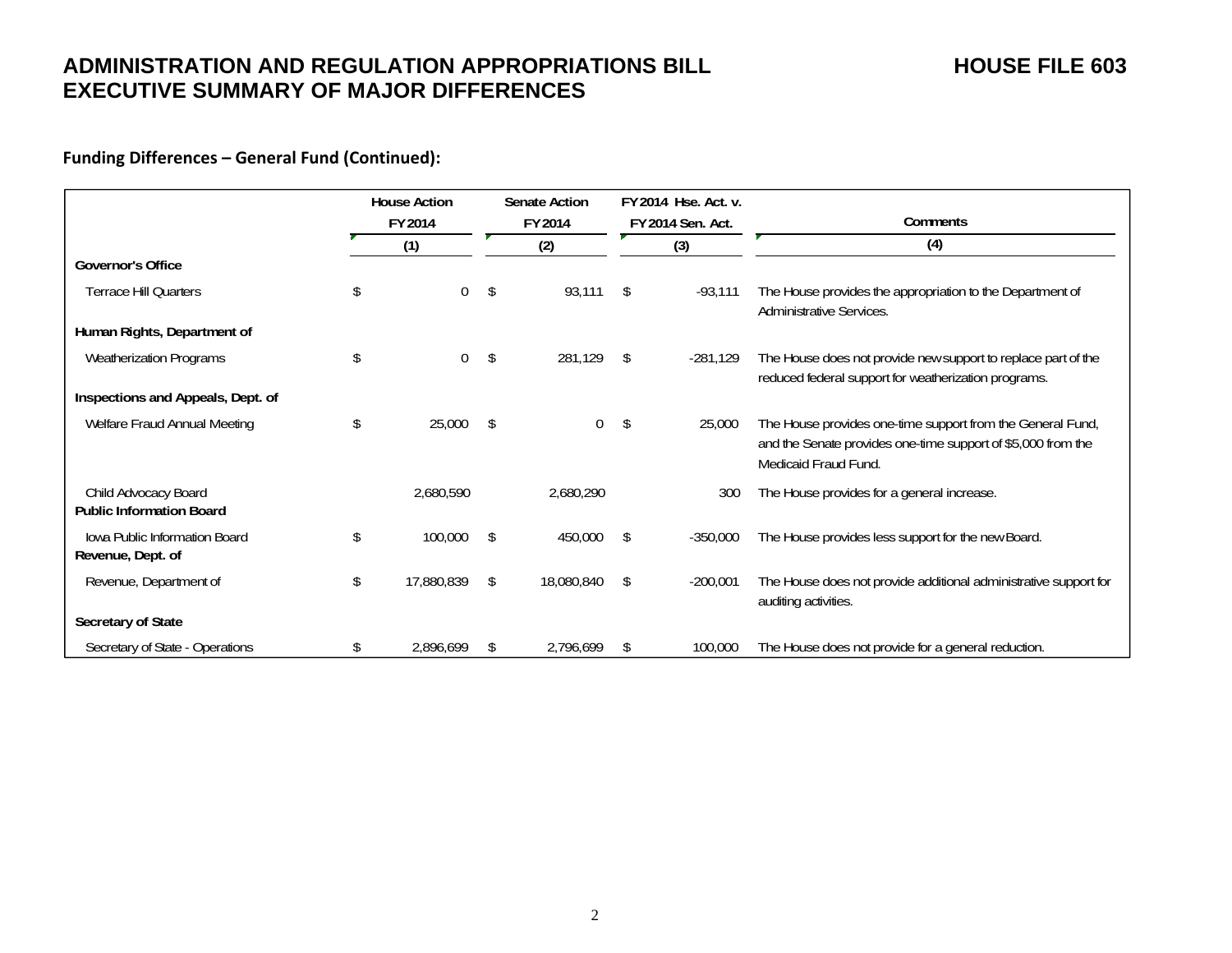# ADMINISTRATION AND REGULATION APPROPRIATIONS BILL HOUSE FILE 603
# EXECUTIVE SUMMARY OF MAJOR DIFFERENCES

**Funding Differences – General Fund (Continued):**

| | House Action FY 2014 | Senate Action FY 2014 | FY 2014 Hse. Act. v. FY 2014 Sen. Act. | Comments |
|---|---|---|---|---|
| | (1) | (2) | (3) | (4) |
| **Governor's Office** | | | | |
| Terrace Hill Quarters | $ 0 | $ 93,111 | $ -93,111 | The House provides the appropriation to the Department of Administrative Services. |
| **Human Rights, Department of** | | | | |
| Weatherization Programs | $ 0 | $ 281,129 | $ -281,129 | The House does not provide new support to replace part of the reduced federal support for weatherization programs. |
| **Inspections and Appeals, Dept. of** | | | | |
| Welfare Fraud Annual Meeting | $ 25,000 | $ 0 | $ 25,000 | The House provides one-time support from the General Fund, and the Senate provides one-time support of $5,000 from the Medicaid Fraud Fund. |
| Child Advocacy Board | 2,680,590 | 2,680,290 | 300 | The House provides for a general increase. |
| **Public Information Board** | | | | |
| Iowa Public Information Board | $ 100,000 | $ 450,000 | $ -350,000 | The House provides less support for the new Board. |
| **Revenue, Dept. of** | | | | |
| Revenue, Department of | $ 17,880,839 | $ 18,080,840 | $ -200,001 | The House does not provide additional administrative support for auditing activities. |
| **Secretary of State** | | | | |
| Secretary of State - Operations | $ 2,896,699 | $ 2,796,699 | $ 100,000 | The House does not provide for a general reduction. |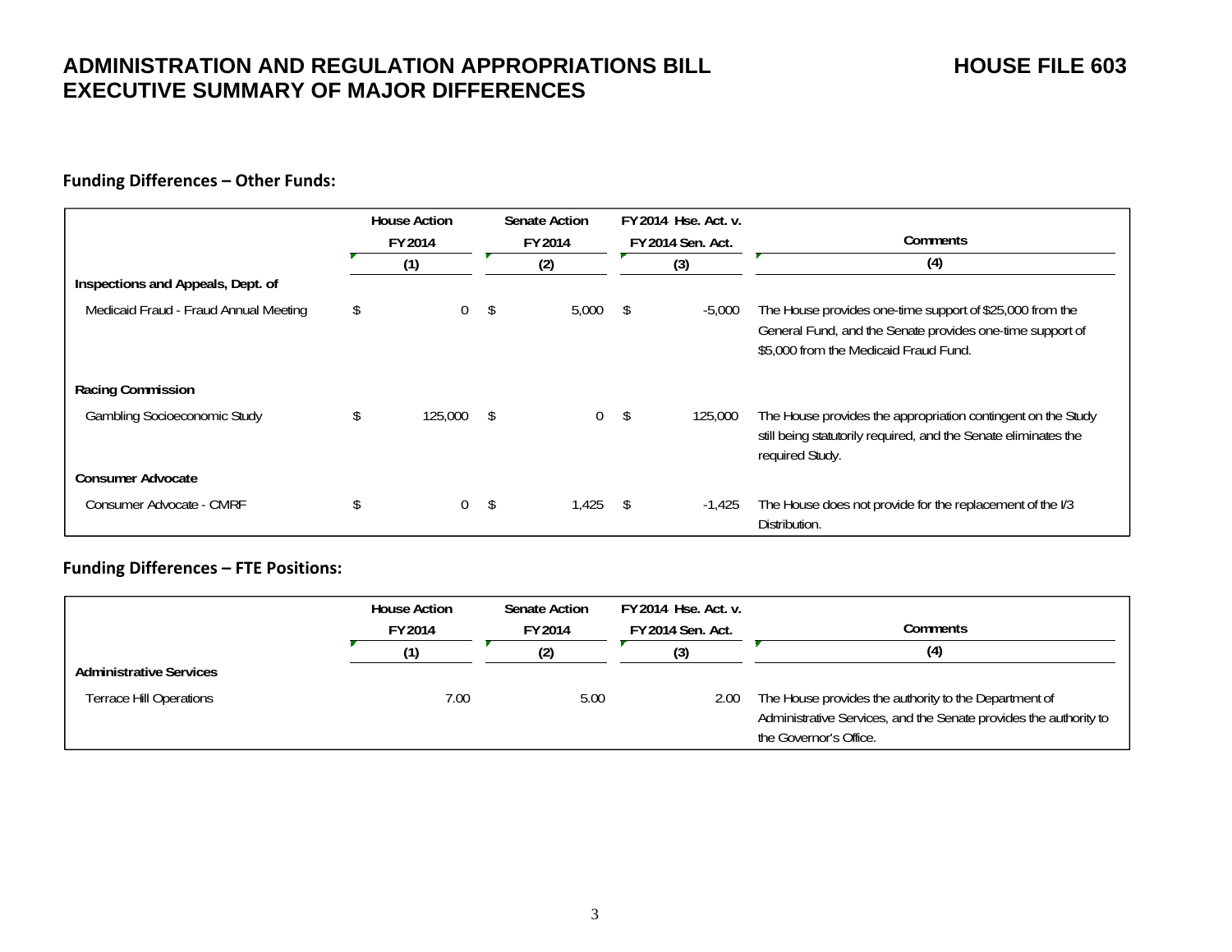# ADMINISTRATION AND REGULATION APPROPRIATIONS BILL EXECUTIVE SUMMARY OF MAJOR DIFFERENCES

# HOUSE FILE 603

### Funding Differences – Other Funds:

| | House Action FY 2014 | Senate Action FY 2014 | FY 2014 Hse. Act. v. FY 2014 Sen. Act. | Comments |
|---|---|---|---|---|
| | (1) | (2) | (3) | (4) |
| **Inspections and Appeals, Dept. of** | | | | |
| Medicaid Fraud - Fraud Annual Meeting | $ 0 | $ 5,000 | $ -5,000 | The House provides one-time support of $25,000 from the General Fund, and the Senate provides one-time support of $5,000 from the Medicaid Fraud Fund. |
| **Racing Commission** | | | | |
| Gambling Socioeconomic Study | $ 125,000 | $ 0 | $ 125,000 | The House provides the appropriation contingent on the Study still being statutorily required, and the Senate eliminates the required Study. |
| **Consumer Advocate** | | | | |
| Consumer Advocate - CMRF | $ 0 | $ 1,425 | $ -1,425 | The House does not provide for the replacement of the I/3 Distribution. |

### Funding Differences – FTE Positions:

| | House Action FY 2014 | Senate Action FY 2014 | FY 2014 Hse. Act. v. FY 2014 Sen. Act. | Comments |
|---|---|---|---|---|
| | (1) | (2) | (3) | (4) |
| **Administrative Services** | | | | |
| Terrace Hill Operations | 7.00 | 5.00 | 2.00 | The House provides the authority to the Department of Administrative Services, and the Senate provides the authority to the Governor's Office. |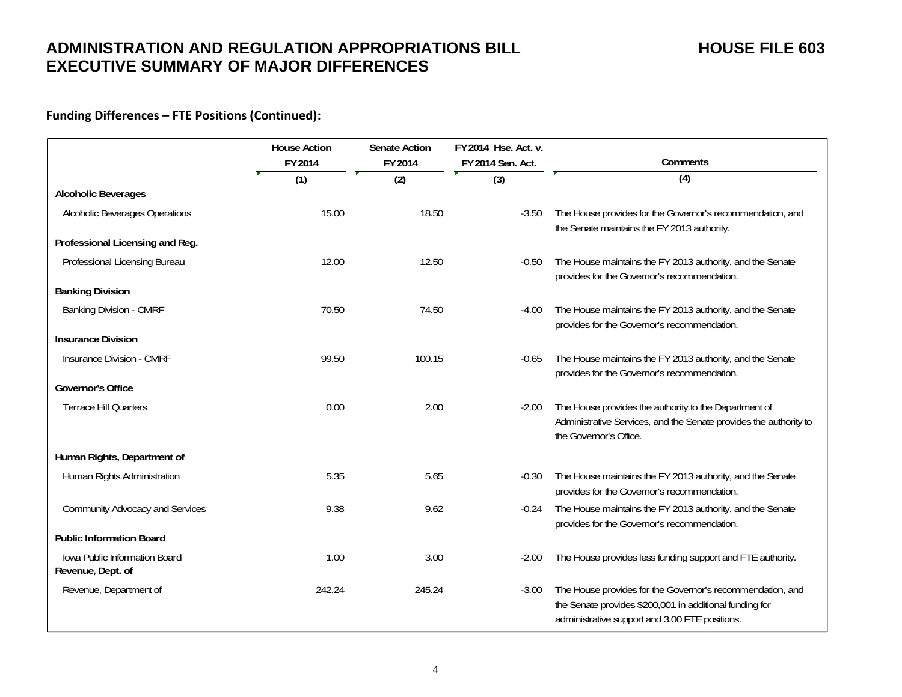# ADMINISTRATION AND REGULATION APPROPRIATIONS BILL — HOUSE FILE 603

## EXECUTIVE SUMMARY OF MAJOR DIFFERENCES

**Funding Differences – FTE Positions (Continued):**

| | House Action FY 2014 | Senate Action FY 2014 | FY 2014 Hse. Act. v. FY 2014 Sen. Act. | Comments |
|---|---|---|---|---|
| | (1) | (2) | (3) | (4) |
| **Alcoholic Beverages** | | | | |
| Alcoholic Beverages Operations | 15.00 | 18.50 | -3.50 | The House provides for the Governor's recommendation, and the Senate maintains the FY 2013 authority. |
| **Professional Licensing and Reg.** | | | | |
| Professional Licensing Bureau | 12.00 | 12.50 | -0.50 | The House maintains the FY 2013 authority, and the Senate provides for the Governor's recommendation. |
| **Banking Division** | | | | |
| Banking Division - CMRF | 70.50 | 74.50 | -4.00 | The House maintains the FY 2013 authority, and the Senate provides for the Governor's recommendation. |
| **Insurance Division** | | | | |
| Insurance Division - CMRF | 99.50 | 100.15 | -0.65 | The House maintains the FY 2013 authority, and the Senate provides for the Governor's recommendation. |
| **Governor's Office** | | | | |
| Terrace Hill Quarters | 0.00 | 2.00 | -2.00 | The House provides the authority to the Department of Administrative Services, and the Senate provides the authority to the Governor's Office. |
| **Human Rights, Department of** | | | | |
| Human Rights Administration | 5.35 | 5.65 | -0.30 | The House maintains the FY 2013 authority, and the Senate provides for the Governor's recommendation. |
| Community Advocacy and Services | 9.38 | 9.62 | -0.24 | The House maintains the FY 2013 authority, and the Senate provides for the Governor's recommendation. |
| **Public Information Board** | | | | |
| Iowa Public Information Board | 1.00 | 3.00 | -2.00 | The House provides less funding support and FTE authority. |
| **Revenue, Dept. of** | | | | |
| Revenue, Department of | 242.24 | 245.24 | -3.00 | The House provides for the Governor's recommendation, and the Senate provides $200,001 in additional funding for administrative support and 3.00 FTE positions. |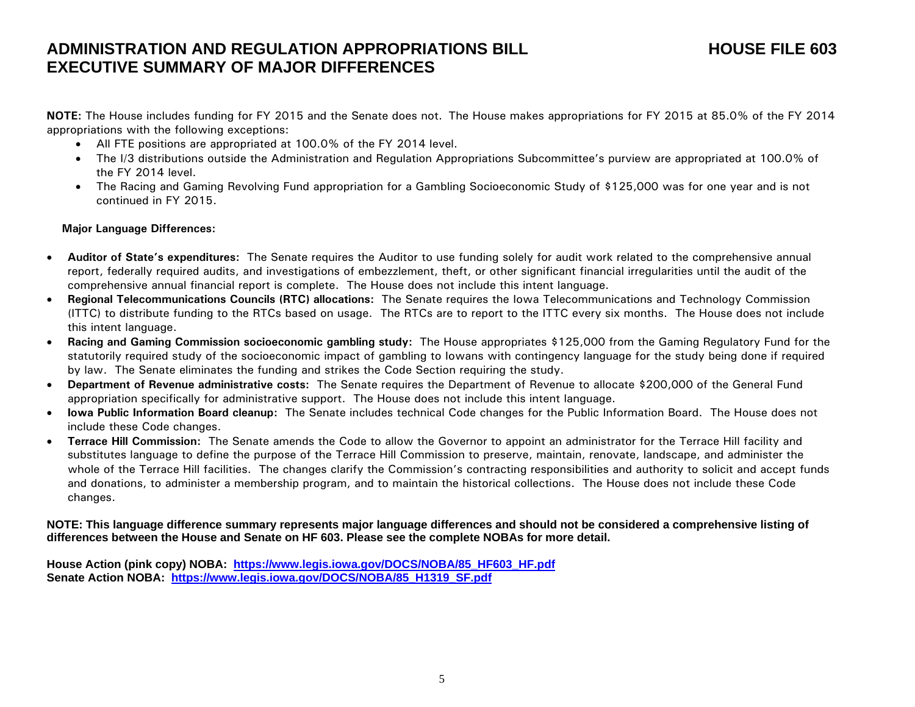# ADMINISTRATION AND REGULATION APPROPRIATIONS BILL EXECUTIVE SUMMARY OF MAJOR DIFFERENCES

# HOUSE FILE 603

**NOTE:** The House includes funding for FY 2015 and the Senate does not. The House makes appropriations for FY 2015 at 85.0% of the FY 2014 appropriations with the following exceptions:

- All FTE positions are appropriated at 100.0% of the FY 2014 level.
- The I/3 distributions outside the Administration and Regulation Appropriations Subcommittee's purview are appropriated at 100.0% of the FY 2014 level.
- The Racing and Gaming Revolving Fund appropriation for a Gambling Socioeconomic Study of $125,000 was for one year and is not continued in FY 2015.

**Major Language Differences:**

- **Auditor of State's expenditures:** The Senate requires the Auditor to use funding solely for audit work related to the comprehensive annual report, federally required audits, and investigations of embezzlement, theft, or other significant financial irregularities until the audit of the comprehensive annual financial report is complete. The House does not include this intent language.
- **Regional Telecommunications Councils (RTC) allocations:** The Senate requires the Iowa Telecommunications and Technology Commission (ITTC) to distribute funding to the RTCs based on usage. The RTCs are to report to the ITTC every six months. The House does not include this intent language.
- **Racing and Gaming Commission socioeconomic gambling study:** The House appropriates $125,000 from the Gaming Regulatory Fund for the statutorily required study of the socioeconomic impact of gambling to Iowans with contingency language for the study being done if required by law. The Senate eliminates the funding and strikes the Code Section requiring the study.
- **Department of Revenue administrative costs:** The Senate requires the Department of Revenue to allocate $200,000 of the General Fund appropriation specifically for administrative support. The House does not include this intent language.
- **Iowa Public Information Board cleanup:** The Senate includes technical Code changes for the Public Information Board. The House does not include these Code changes.
- **Terrace Hill Commission:** The Senate amends the Code to allow the Governor to appoint an administrator for the Terrace Hill facility and substitutes language to define the purpose of the Terrace Hill Commission to preserve, maintain, renovate, landscape, and administer the whole of the Terrace Hill facilities. The changes clarify the Commission's contracting responsibilities and authority to solicit and accept funds and donations, to administer a membership program, and to maintain the historical collections. The House does not include these Code changes.

**NOTE: This language difference summary represents major language differences and should not be considered a comprehensive listing of differences between the House and Senate on HF 603. Please see the complete NOBAs for more detail.**

**House Action (pink copy) NOBA: https://www.legis.iowa.gov/DOCS/NOBA/85_HF603_HF.pdf**
**Senate Action NOBA: https://www.legis.iowa.gov/DOCS/NOBA/85_H1319_SF.pdf**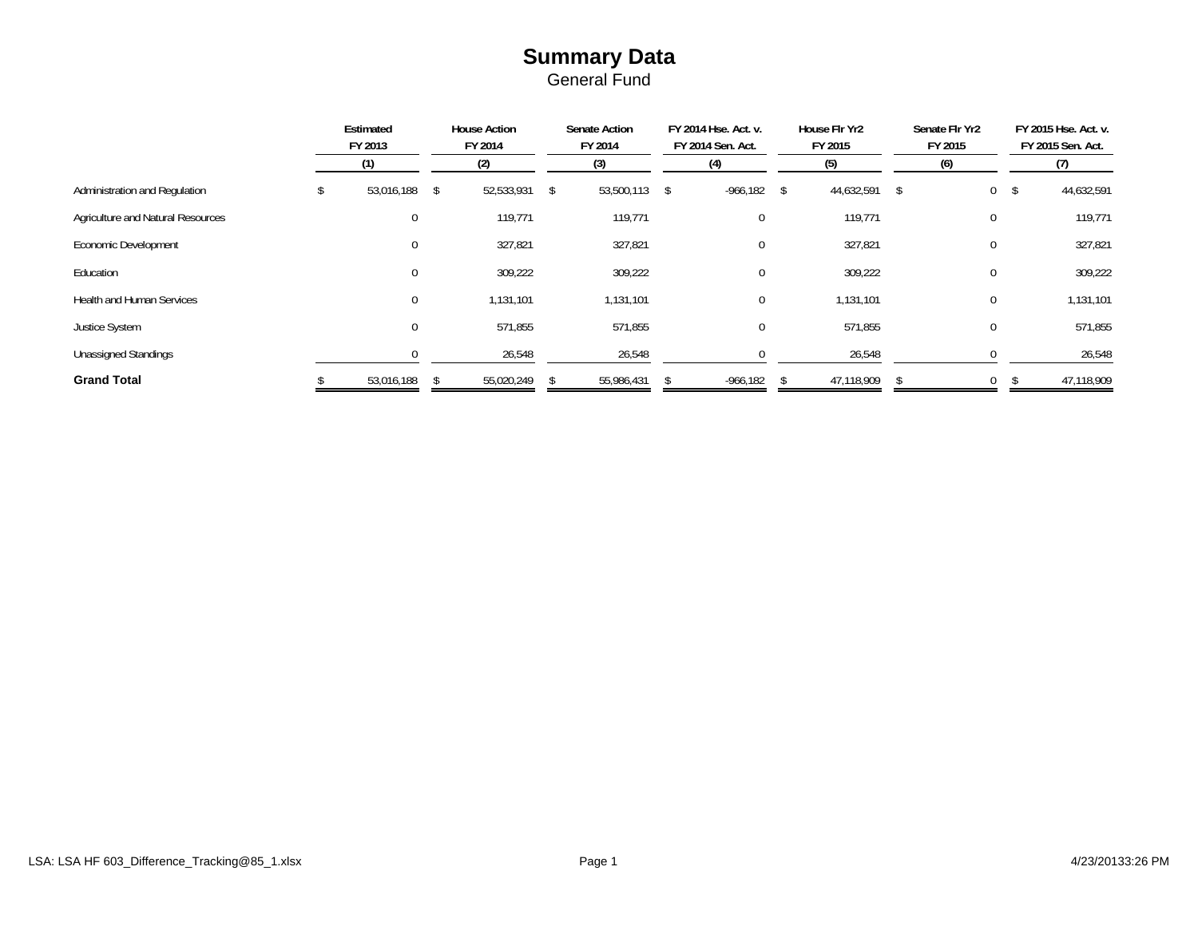# Summary Data

General Fund

| | Estimated FY 2013 | House Action FY 2014 | Senate Action FY 2014 | FY 2014 Hse. Act. v. FY 2014 Sen. Act. | House Flr Yr2 FY 2015 | Senate Flr Yr2 FY 2015 | FY 2015 Hse. Act. v. FY 2015 Sen. Act. |
|---|---|---|---|---|---|---|---|
| | (1) | (2) | (3) | (4) | (5) | (6) | (7) |
| Administration and Regulation | $ 53,016,188 | $ 52,533,931 | $ 53,500,113 | $ -966,182 | $ 44,632,591 | $ 0 | $ 44,632,591 |
| Agriculture and Natural Resources | 0 | 119,771 | 119,771 | 0 | 119,771 | 0 | 119,771 |
| Economic Development | 0 | 327,821 | 327,821 | 0 | 327,821 | 0 | 327,821 |
| Education | 0 | 309,222 | 309,222 | 0 | 309,222 | 0 | 309,222 |
| Health and Human Services | 0 | 1,131,101 | 1,131,101 | 0 | 1,131,101 | 0 | 1,131,101 |
| Justice System | 0 | 571,855 | 571,855 | 0 | 571,855 | 0 | 571,855 |
| Unassigned Standings | 0 | 26,548 | 26,548 | 0 | 26,548 | 0 | 26,548 |
| **Grand Total** | $ 53,016,188 | $ 55,020,249 | $ 55,986,431 | $ -966,182 | $ 47,118,909 | $ 0 | $ 47,118,909 |

LSA: LSA HF 603_Difference_Tracking@85_1.xlsx 4/23/20133:26 PM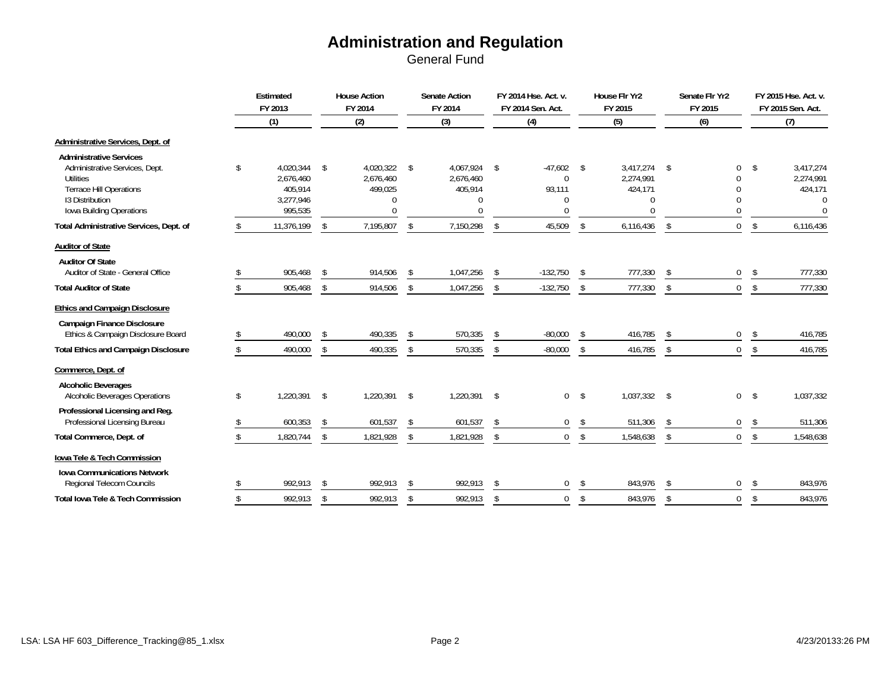# Administration and Regulation

General Fund

| | Estimated FY 2013 (1) | House Action FY 2014 (2) | Senate Action FY 2014 (3) | FY 2014 Hse. Act. v. FY 2014 Sen. Act. (4) | House Flr Yr2 FY 2015 (5) | Senate Flr Yr2 FY 2015 (6) | FY 2015 Hse. Act. v. FY 2015 Sen. Act. (7) |
|---|---|---|---|---|---|---|---|
| **Administrative Services, Dept. of** | | | | | | | |
| **Administrative Services** | | | | | | | |
| Administrative Services, Dept. | $ 4,020,344 | $ 4,020,322 | $ 4,067,924 | $ -47,602 | $ 3,417,274 | $ 0 | $ 3,417,274 |
| Utilities | 2,676,460 | 2,676,460 | 2,676,460 | 0 | 2,274,991 | 0 | 2,274,991 |
| Terrace Hill Operations | 405,914 | 499,025 | 405,914 | 93,111 | 424,171 | 0 | 424,171 |
| I3 Distribution | 3,277,946 | 0 | 0 | 0 | 0 | 0 | 0 |
| Iowa Building Operations | 995,535 | 0 | 0 | 0 | 0 | 0 | 0 |
| **Total Administrative Services, Dept. of** | $ 11,376,199 | $ 7,195,807 | $ 7,150,298 | $ 45,509 | $ 6,116,436 | $ 0 | $ 6,116,436 |
| **Auditor of State** | | | | | | | |
| **Auditor Of State** | | | | | | | |
| Auditor of State - General Office | $ 905,468 | $ 914,506 | $ 1,047,256 | $ -132,750 | $ 777,330 | $ 0 | $ 777,330 |
| **Total Auditor of State** | $ 905,468 | $ 914,506 | $ 1,047,256 | $ -132,750 | $ 777,330 | $ 0 | $ 777,330 |
| **Ethics and Campaign Disclosure** | | | | | | | |
| **Campaign Finance Disclosure** | | | | | | | |
| Ethics & Campaign Disclosure Board | $ 490,000 | $ 490,335 | $ 570,335 | $ -80,000 | $ 416,785 | $ 0 | $ 416,785 |
| **Total Ethics and Campaign Disclosure** | $ 490,000 | $ 490,335 | $ 570,335 | $ -80,000 | $ 416,785 | $ 0 | $ 416,785 |
| **Commerce, Dept. of** | | | | | | | |
| **Alcoholic Beverages** | | | | | | | |
| Alcoholic Beverages Operations | $ 1,220,391 | $ 1,220,391 | $ 1,220,391 | $ 0 | $ 1,037,332 | $ 0 | $ 1,037,332 |
| **Professional Licensing and Reg.** | | | | | | | |
| Professional Licensing Bureau | $ 600,353 | $ 601,537 | $ 601,537 | $ 0 | $ 511,306 | $ 0 | $ 511,306 |
| **Total Commerce, Dept. of** | $ 1,820,744 | $ 1,821,928 | $ 1,821,928 | $ 0 | $ 1,548,638 | $ 0 | $ 1,548,638 |
| **Iowa Tele & Tech Commission** | | | | | | | |
| **Iowa Communications Network** | | | | | | | |
| Regional Telecom Councils | $ 992,913 | $ 992,913 | $ 992,913 | $ 0 | $ 843,976 | $ 0 | $ 843,976 |
| **Total Iowa Tele & Tech Commission** | $ 992,913 | $ 992,913 | $ 992,913 | $ 0 | $ 843,976 | $ 0 | $ 843,976 |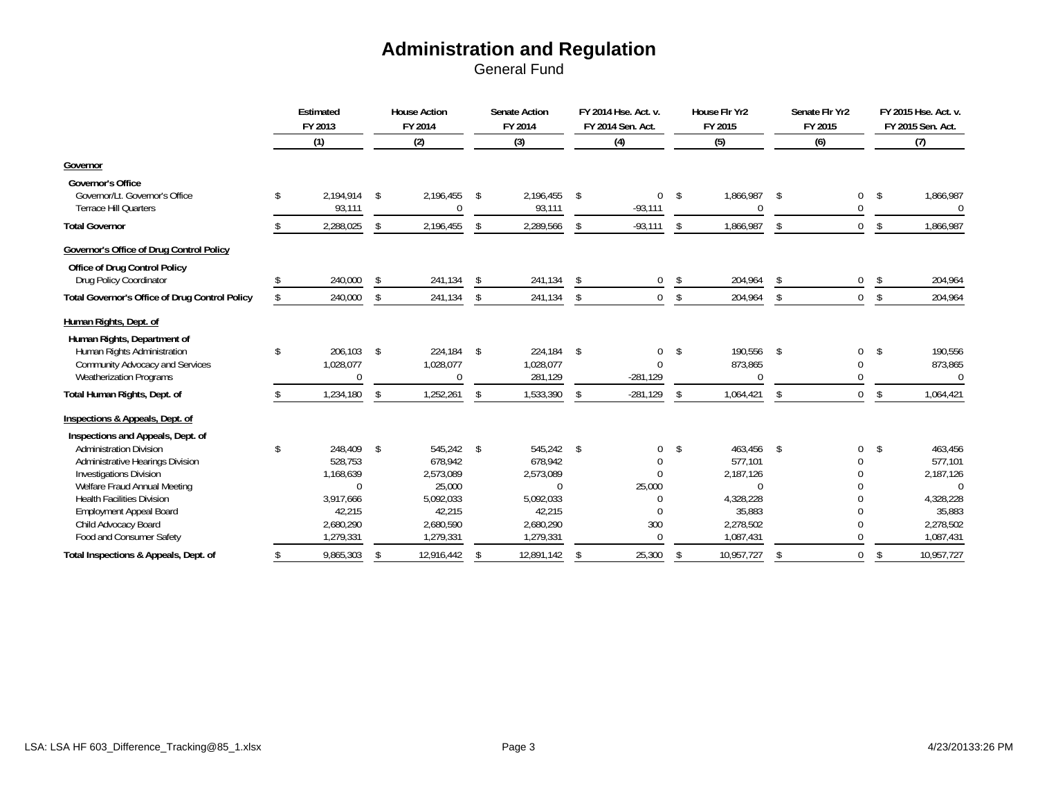# Administration and Regulation

General Fund

| | Estimated FY 2013 | House Action FY 2014 | Senate Action FY 2014 | FY 2014 Hse. Act. v. FY 2014 Sen. Act. | House Flr Yr2 FY 2015 | Senate Flr Yr2 FY 2015 | FY 2015 Hse. Act. v. FY 2015 Sen. Act. |
|---|---|---|---|---|---|---|---|
| | (1) | (2) | (3) | (4) | (5) | (6) | (7) |
| **Governor** | | | | | | | |
| **Governor's Office** | | | | | | | |
| Governor/Lt. Governor's Office | $ 2,194,914 | $ 2,196,455 | $ 2,196,455 | $ 0 | $ 1,866,987 | $ 0 | $ 1,866,987 |
| Terrace Hill Quarters | 93,111 | 0 | 93,111 | -93,111 | 0 | 0 | 0 |
| **Total Governor** | $ 2,288,025 | $ 2,196,455 | $ 2,289,566 | $ -93,111 | $ 1,866,987 | $ 0 | $ 1,866,987 |
| **Governor's Office of Drug Control Policy** | | | | | | | |
| **Office of Drug Control Policy** | | | | | | | |
| Drug Policy Coordinator | $ 240,000 | $ 241,134 | $ 241,134 | $ 0 | $ 204,964 | $ 0 | $ 204,964 |
| **Total Governor's Office of Drug Control Policy** | $ 240,000 | $ 241,134 | $ 241,134 | $ 0 | $ 204,964 | $ 0 | $ 204,964 |
| **Human Rights, Dept. of** | | | | | | | |
| **Human Rights, Department of** | | | | | | | |
| Human Rights Administration | $ 206,103 | $ 224,184 | $ 224,184 | $ 0 | $ 190,556 | $ 0 | $ 190,556 |
| Community Advocacy and Services | 1,028,077 | 1,028,077 | 1,028,077 | 0 | 873,865 | 0 | 873,865 |
| Weatherization Programs | 0 | 0 | 281,129 | -281,129 | 0 | 0 | 0 |
| **Total Human Rights, Dept. of** | $ 1,234,180 | $ 1,252,261 | $ 1,533,390 | $ -281,129 | $ 1,064,421 | $ 0 | $ 1,064,421 |
| **Inspections & Appeals, Dept. of** | | | | | | | |
| **Inspections and Appeals, Dept. of** | | | | | | | |
| Administration Division | $ 248,409 | $ 545,242 | $ 545,242 | $ 0 | $ 463,456 | $ 0 | $ 463,456 |
| Administrative Hearings Division | 528,753 | 678,942 | 678,942 | 0 | 577,101 | 0 | 577,101 |
| Investigations Division | 1,168,639 | 2,573,089 | 2,573,089 | 0 | 2,187,126 | 0 | 2,187,126 |
| Welfare Fraud Annual Meeting | 0 | 25,000 | 0 | 25,000 | 0 | 0 | 0 |
| Health Facilities Division | 3,917,666 | 5,092,033 | 5,092,033 | 0 | 4,328,228 | 0 | 4,328,228 |
| Employment Appeal Board | 42,215 | 42,215 | 42,215 | 0 | 35,883 | 0 | 35,883 |
| Child Advocacy Board | 2,680,290 | 2,680,590 | 2,680,290 | 300 | 2,278,502 | 0 | 2,278,502 |
| Food and Consumer Safety | 1,279,331 | 1,279,331 | 1,279,331 | 0 | 1,087,431 | 0 | 1,087,431 |
| **Total Inspections & Appeals, Dept. of** | $ 9,865,303 | $ 12,916,442 | $ 12,891,142 | $ 25,300 | $ 10,957,727 | $ 0 | $ 10,957,727 |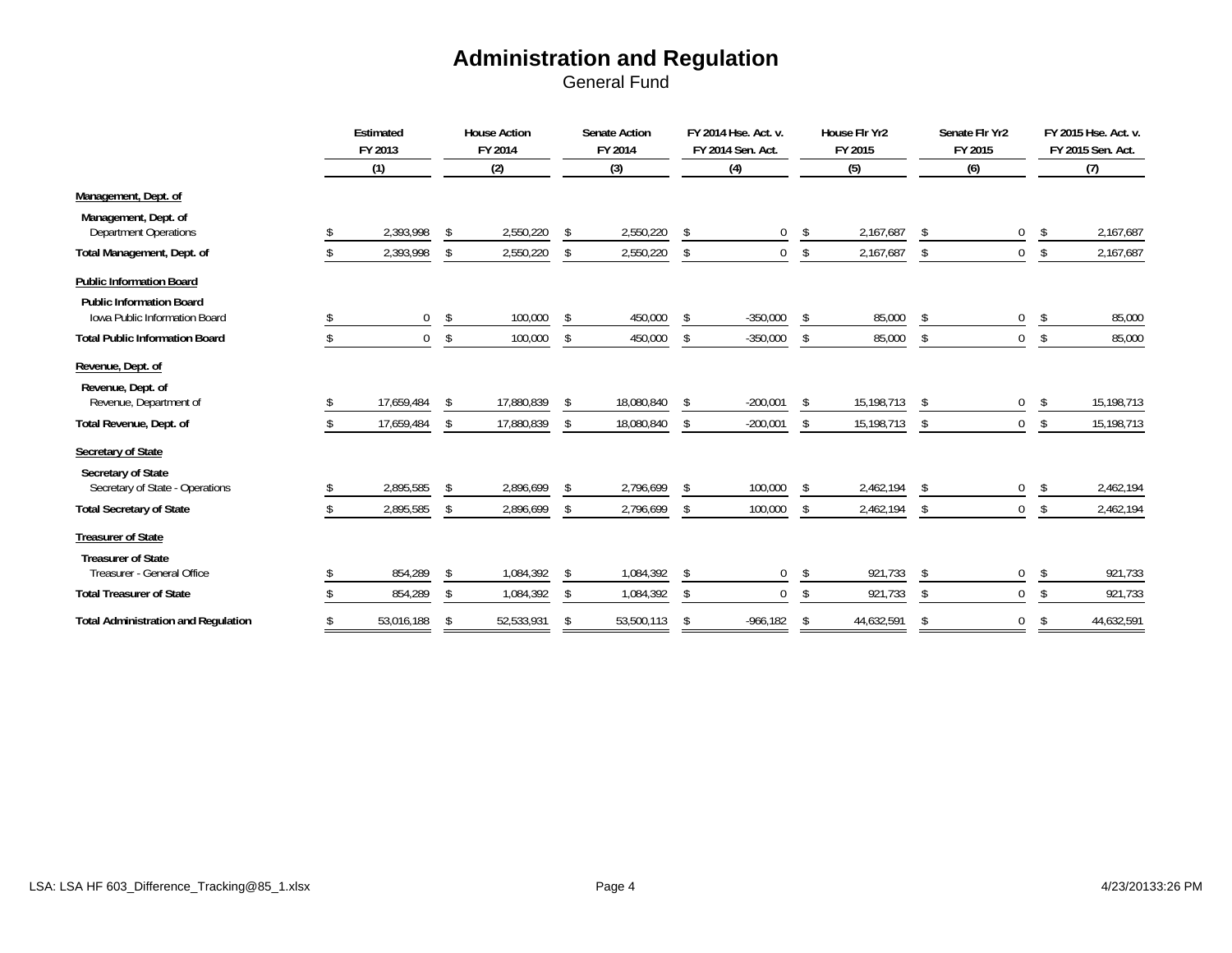# Administration and Regulation

General Fund

| | Estimated FY 2013 (1) | House Action FY 2014 (2) | Senate Action FY 2014 (3) | FY 2014 Hse. Act. v. FY 2014 Sen. Act. (4) | House Flr Yr2 FY 2015 (5) | Senate Flr Yr2 FY 2015 (6) | FY 2015 Hse. Act. v. FY 2015 Sen. Act. (7) |
|---|---|---|---|---|---|---|---|
| **Management, Dept. of** | | | | | | | |
| **Management, Dept. of** | | | | | | | |
| Department Operations | $ 2,393,998 | $ 2,550,220 | $ 2,550,220 | $ 0 | $ 2,167,687 | $ 0 | $ 2,167,687 |
| **Total Management, Dept. of** | $ 2,393,998 | $ 2,550,220 | $ 2,550,220 | $ 0 | $ 2,167,687 | $ 0 | $ 2,167,687 |
| **Public Information Board** | | | | | | | |
| **Public Information Board** | | | | | | | |
| Iowa Public Information Board | $ 0 | $ 100,000 | $ 450,000 | $ -350,000 | $ 85,000 | $ 0 | $ 85,000 |
| **Total Public Information Board** | $ 0 | $ 100,000 | $ 450,000 | $ -350,000 | $ 85,000 | $ 0 | $ 85,000 |
| **Revenue, Dept. of** | | | | | | | |
| **Revenue, Dept. of** | | | | | | | |
| Revenue, Department of | $ 17,659,484 | $ 17,880,839 | $ 18,080,840 | $ -200,001 | $ 15,198,713 | $ 0 | $ 15,198,713 |
| **Total Revenue, Dept. of** | $ 17,659,484 | $ 17,880,839 | $ 18,080,840 | $ -200,001 | $ 15,198,713 | $ 0 | $ 15,198,713 |
| **Secretary of State** | | | | | | | |
| **Secretary of State** | | | | | | | |
| Secretary of State - Operations | $ 2,895,585 | $ 2,896,699 | $ 2,796,699 | $ 100,000 | $ 2,462,194 | $ 0 | $ 2,462,194 |
| **Total Secretary of State** | $ 2,895,585 | $ 2,896,699 | $ 2,796,699 | $ 100,000 | $ 2,462,194 | $ 0 | $ 2,462,194 |
| **Treasurer of State** | | | | | | | |
| **Treasurer of State** | | | | | | | |
| Treasurer - General Office | $ 854,289 | $ 1,084,392 | $ 1,084,392 | $ 0 | $ 921,733 | $ 0 | $ 921,733 |
| **Total Treasurer of State** | $ 854,289 | $ 1,084,392 | $ 1,084,392 | $ 0 | $ 921,733 | $ 0 | $ 921,733 |
| **Total Administration and Regulation** | $ 53,016,188 | $ 52,533,931 | $ 53,500,113 | $ -966,182 | $ 44,632,591 | $ 0 | $ 44,632,591 |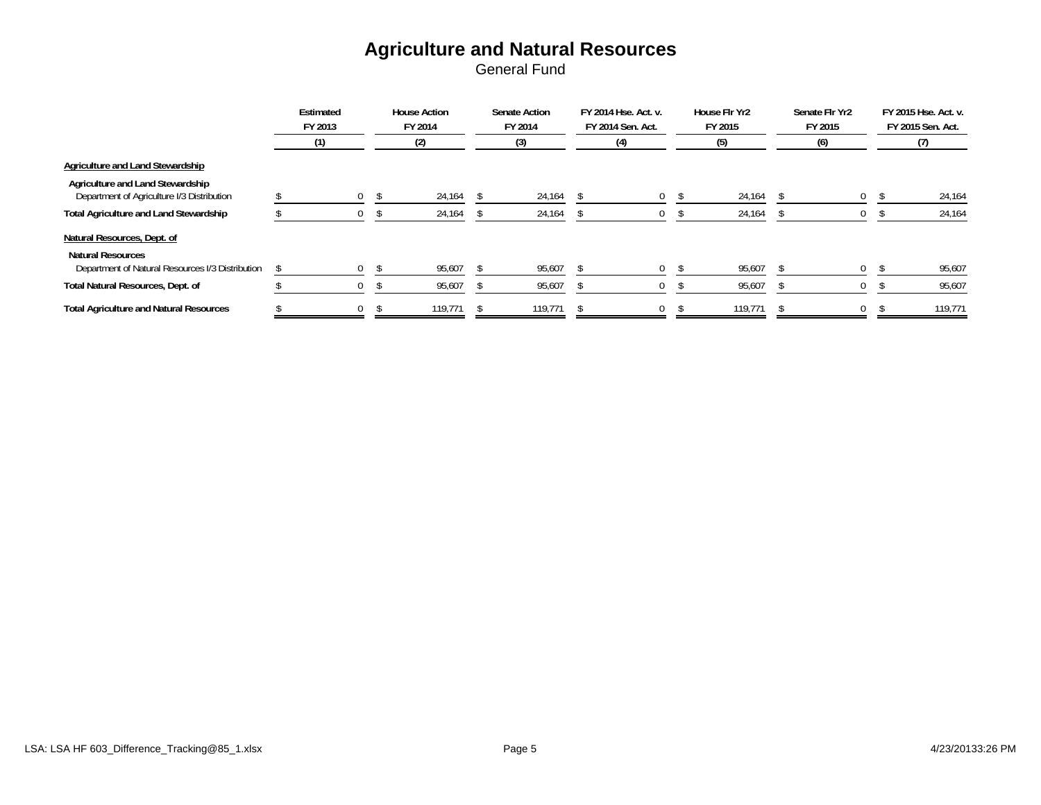# Agriculture and Natural Resources

General Fund

| | Estimated FY 2013 (1) | House Action FY 2014 (2) | Senate Action FY 2014 (3) | FY 2014 Hse. Act. v. FY 2014 Sen. Act. (4) | House Flr Yr2 FY 2015 (5) | Senate Flr Yr2 FY 2015 (6) | FY 2015 Hse. Act. v. FY 2015 Sen. Act. (7) |
|---|---|---|---|---|---|---|---|
| **Agriculture and Land Stewardship** | | | | | | | |
| **Agriculture and Land Stewardship** | | | | | | | |
| Department of Agriculture I/3 Distribution | $ 0 | $ 24,164 | $ 24,164 | $ 0 | $ 24,164 | $ 0 | $ 24,164 |
| **Total Agriculture and Land Stewardship** | $ 0 | $ 24,164 | $ 24,164 | $ 0 | $ 24,164 | $ 0 | $ 24,164 |
| **Natural Resources, Dept. of** | | | | | | | |
| **Natural Resources** | | | | | | | |
| Department of Natural Resources I/3 Distribution | $ 0 | $ 95,607 | $ 95,607 | $ 0 | $ 95,607 | $ 0 | $ 95,607 |
| **Total Natural Resources, Dept. of** | $ 0 | $ 95,607 | $ 95,607 | $ 0 | $ 95,607 | $ 0 | $ 95,607 |
| **Total Agriculture and Natural Resources** | $ 0 | $ 119,771 | $ 119,771 | $ 0 | $ 119,771 | $ 0 | $ 119,771 |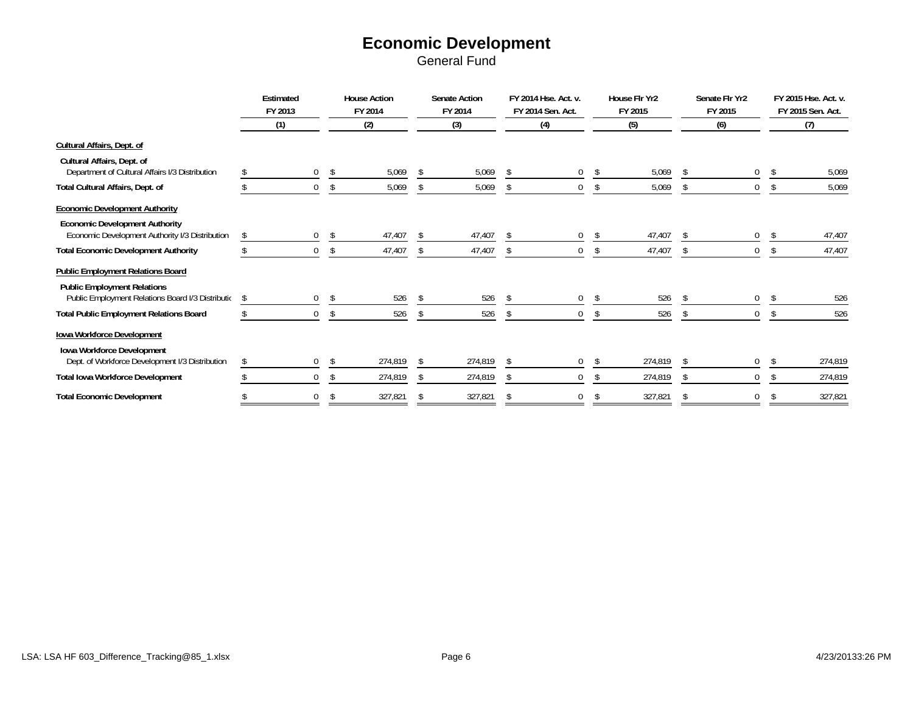# Economic Development

General Fund

| | Estimated FY 2013 (1) | House Action FY 2014 (2) | Senate Action FY 2014 (3) | FY 2014 Hse. Act. v. FY 2014 Sen. Act. (4) | House Flr Yr2 FY 2015 (5) | Senate Flr Yr2 FY 2015 (6) | FY 2015 Hse. Act. v. FY 2015 Sen. Act. (7) |
|---|---|---|---|---|---|---|---|
| **Cultural Affairs, Dept. of** | | | | | | | |
| **Cultural Affairs, Dept. of** | | | | | | | |
| Department of Cultural Affairs I/3 Distribution | $ 0 | $ 5,069 | $ 5,069 | $ 0 | $ 5,069 | $ 0 | $ 5,069 |
| **Total Cultural Affairs, Dept. of** | $ 0 | $ 5,069 | $ 5,069 | $ 0 | $ 5,069 | $ 0 | $ 5,069 |
| **Economic Development Authority** | | | | | | | |
| **Economic Development Authority** | | | | | | | |
| Economic Development Authority I/3 Distribution | $ 0 | $ 47,407 | $ 47,407 | $ 0 | $ 47,407 | $ 0 | $ 47,407 |
| **Total Economic Development Authority** | $ 0 | $ 47,407 | $ 47,407 | $ 0 | $ 47,407 | $ 0 | $ 47,407 |
| **Public Employment Relations Board** | | | | | | | |
| **Public Employment Relations** | | | | | | | |
| Public Employment Relations Board I/3 Distributic | $ 0 | $ 526 | $ 526 | $ 0 | $ 526 | $ 0 | $ 526 |
| **Total Public Employment Relations Board** | $ 0 | $ 526 | $ 526 | $ 0 | $ 526 | $ 0 | $ 526 |
| **Iowa Workforce Development** | | | | | | | |
| **Iowa Workforce Development** | | | | | | | |
| Dept. of Workforce Development I/3 Distribution | $ 0 | $ 274,819 | $ 274,819 | $ 0 | $ 274,819 | $ 0 | $ 274,819 |
| **Total Iowa Workforce Development** | $ 0 | $ 274,819 | $ 274,819 | $ 0 | $ 274,819 | $ 0 | $ 274,819 |
| **Total Economic Development** | $ 0 | $ 327,821 | $ 327,821 | $ 0 | $ 327,821 | $ 0 | $ 327,821 |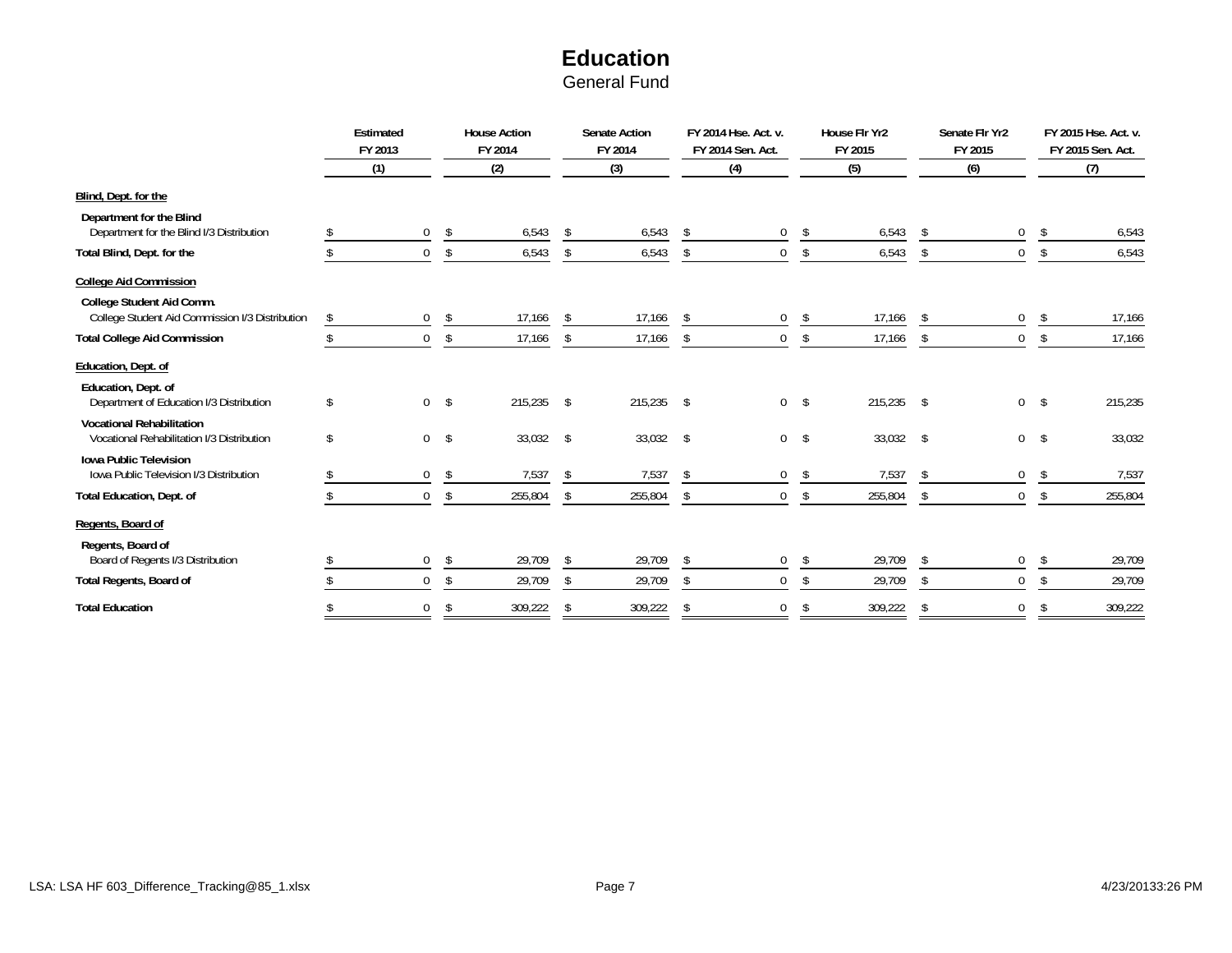# Education

General Fund

| | Estimated FY 2013 (1) | House Action FY 2014 (2) | Senate Action FY 2014 (3) | FY 2014 Hse. Act. v. FY 2014 Sen. Act. (4) | House Flr Yr2 FY 2015 (5) | Senate Flr Yr2 FY 2015 (6) | FY 2015 Hse. Act. v. FY 2015 Sen. Act. (7) |
|---|---|---|---|---|---|---|---|
| **Blind, Dept. for the** | | | | | | | |
| **Department for the Blind** | | | | | | | |
| Department for the Blind I/3 Distribution | $ 0 | $ 6,543 | $ 6,543 | $ 0 | $ 6,543 | $ 0 | $ 6,543 |
| **Total Blind, Dept. for the** | $ 0 | $ 6,543 | $ 6,543 | $ 0 | $ 6,543 | $ 0 | $ 6,543 |
| **College Aid Commission** | | | | | | | |
| **College Student Aid Comm.** | | | | | | | |
| College Student Aid Commission I/3 Distribution | $ 0 | $ 17,166 | $ 17,166 | $ 0 | $ 17,166 | $ 0 | $ 17,166 |
| **Total College Aid Commission** | $ 0 | $ 17,166 | $ 17,166 | $ 0 | $ 17,166 | $ 0 | $ 17,166 |
| **Education, Dept. of** | | | | | | | |
| **Education, Dept. of** | | | | | | | |
| Department of Education I/3 Distribution | $ 0 | $ 215,235 | $ 215,235 | $ 0 | $ 215,235 | $ 0 | $ 215,235 |
| **Vocational Rehabilitation** | | | | | | | |
| Vocational Rehabilitation I/3 Distribution | $ 0 | $ 33,032 | $ 33,032 | $ 0 | $ 33,032 | $ 0 | $ 33,032 |
| **Iowa Public Television** | | | | | | | |
| Iowa Public Television I/3 Distribution | $ 0 | $ 7,537 | $ 7,537 | $ 0 | $ 7,537 | $ 0 | $ 7,537 |
| **Total Education, Dept. of** | $ 0 | $ 255,804 | $ 255,804 | $ 0 | $ 255,804 | $ 0 | $ 255,804 |
| **Regents, Board of** | | | | | | | |
| **Regents, Board of** | | | | | | | |
| Board of Regents I/3 Distribution | $ 0 | $ 29,709 | $ 29,709 | $ 0 | $ 29,709 | $ 0 | $ 29,709 |
| **Total Regents, Board of** | $ 0 | $ 29,709 | $ 29,709 | $ 0 | $ 29,709 | $ 0 | $ 29,709 |
| **Total Education** | $ 0 | $ 309,222 | $ 309,222 | $ 0 | $ 309,222 | $ 0 | $ 309,222 |

LSA: LSA HF 603_Difference_Tracking@85_1.xlsx 4/23/20133:26 PM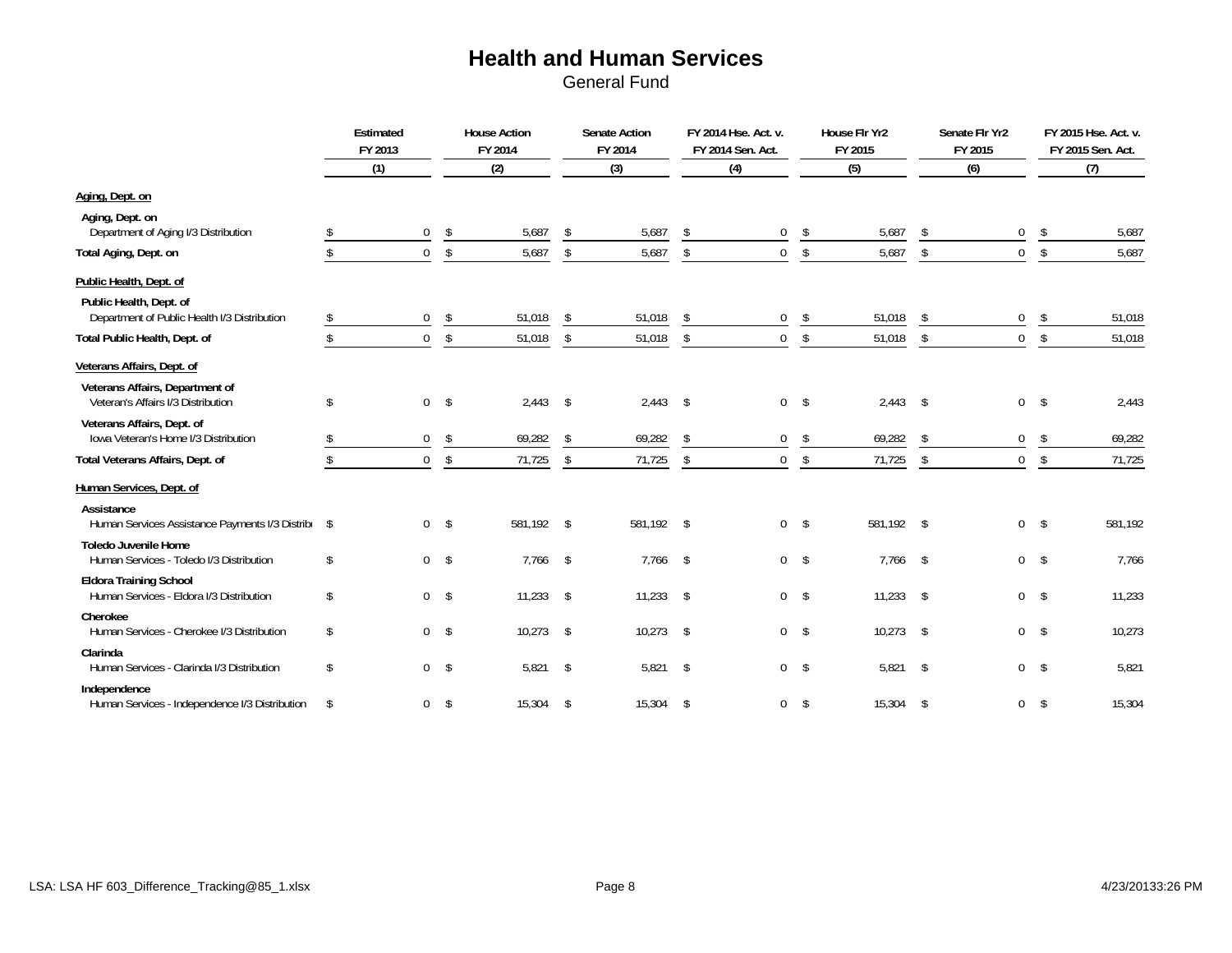# Health and Human Services

General Fund

| | Estimated FY 2013 (1) | House Action FY 2014 (2) | Senate Action FY 2014 (3) | FY 2014 Hse. Act. v. FY 2014 Sen. Act. (4) | House Flr Yr2 FY 2015 (5) | Senate Flr Yr2 FY 2015 (6) | FY 2015 Hse. Act. v. FY 2015 Sen. Act. (7) |
|---|---|---|---|---|---|---|---|
| **Aging, Dept. on** | | | | | | | |
| **Aging, Dept. on** | | | | | | | |
| Department of Aging I/3 Distribution | $ 0 | $ 5,687 | $ 5,687 | $ 0 | $ 5,687 | $ 0 | $ 5,687 |
| **Total Aging, Dept. on** | $ 0 | $ 5,687 | $ 5,687 | $ 0 | $ 5,687 | $ 0 | $ 5,687 |
| **Public Health, Dept. of** | | | | | | | |
| **Public Health, Dept. of** | | | | | | | |
| Department of Public Health I/3 Distribution | $ 0 | $ 51,018 | $ 51,018 | $ 0 | $ 51,018 | $ 0 | $ 51,018 |
| **Total Public Health, Dept. of** | $ 0 | $ 51,018 | $ 51,018 | $ 0 | $ 51,018 | $ 0 | $ 51,018 |
| **Veterans Affairs, Dept. of** | | | | | | | |
| **Veterans Affairs, Department of** | | | | | | | |
| Veteran's Affairs I/3 Distribution | $ 0 | $ 2,443 | $ 2,443 | $ 0 | $ 2,443 | $ 0 | $ 2,443 |
| **Veterans Affairs, Dept. of** | | | | | | | |
| Iowa Veteran's Home I/3 Distribution | $ 0 | $ 69,282 | $ 69,282 | $ 0 | $ 69,282 | $ 0 | $ 69,282 |
| **Total Veterans Affairs, Dept. of** | $ 0 | $ 71,725 | $ 71,725 | $ 0 | $ 71,725 | $ 0 | $ 71,725 |
| **Human Services, Dept. of** | | | | | | | |
| **Assistance** | | | | | | | |
| Human Services Assistance Payments I/3 Distribu | $ 0 | $ 581,192 | $ 581,192 | $ 0 | $ 581,192 | $ 0 | $ 581,192 |
| **Toledo Juvenile Home** | | | | | | | |
| Human Services - Toledo I/3 Distribution | $ 0 | $ 7,766 | $ 7,766 | $ 0 | $ 7,766 | $ 0 | $ 7,766 |
| **Eldora Training School** | | | | | | | |
| Human Services - Eldora I/3 Distribution | $ 0 | $ 11,233 | $ 11,233 | $ 0 | $ 11,233 | $ 0 | $ 11,233 |
| **Cherokee** | | | | | | | |
| Human Services - Cherokee I/3 Distribution | $ 0 | $ 10,273 | $ 10,273 | $ 0 | $ 10,273 | $ 0 | $ 10,273 |
| **Clarinda** | | | | | | | |
| Human Services - Clarinda I/3 Distribution | $ 0 | $ 5,821 | $ 5,821 | $ 0 | $ 5,821 | $ 0 | $ 5,821 |
| **Independence** | | | | | | | |
| Human Services - Independence I/3 Distribution | $ 0 | $ 15,304 | $ 15,304 | $ 0 | $ 15,304 | $ 0 | $ 15,304 |

LSA: LSA HF 603_Difference_Tracking@85_1.xlsx 4/23/2013 3:26 PM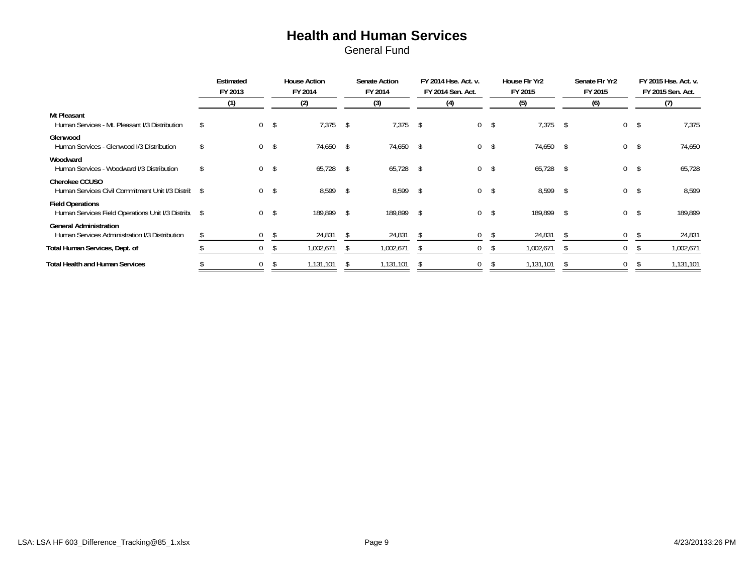# Health and Human Services

General Fund

| | Estimated FY 2013 (1) | House Action FY 2014 (2) | Senate Action FY 2014 (3) | FY 2014 Hse. Act. v. FY 2014 Sen. Act. (4) | House Flr Yr2 FY 2015 (5) | Senate Flr Yr2 FY 2015 (6) | FY 2015 Hse. Act. v. FY 2015 Sen. Act. (7) |
|---|---|---|---|---|---|---|---|
| **Mt Pleasant** | | | | | | | |
| Human Services - Mt. Pleasant I/3 Distribution | $ 0 | $ 7,375 | $ 7,375 | $ 0 | $ 7,375 | $ 0 | $ 7,375 |
| **Glenwood** | | | | | | | |
| Human Services - Glenwood I/3 Distribution | $ 0 | $ 74,650 | $ 74,650 | $ 0 | $ 74,650 | $ 0 | $ 74,650 |
| **Woodward** | | | | | | | |
| Human Services - Woodward I/3 Distribution | $ 0 | $ 65,728 | $ 65,728 | $ 0 | $ 65,728 | $ 0 | $ 65,728 |
| **Cherokee CCUSO** | | | | | | | |
| Human Services Civil Commitment Unit I/3 Distrib | $ 0 | $ 8,599 | $ 8,599 | $ 0 | $ 8,599 | $ 0 | $ 8,599 |
| **Field Operations** | | | | | | | |
| Human Services Field Operations Unit I/3 Distribu | $ 0 | $ 189,899 | $ 189,899 | $ 0 | $ 189,899 | $ 0 | $ 189,899 |
| **General Administration** | | | | | | | |
| Human Services Administration I/3 Distribution | $ 0 | $ 24,831 | $ 24,831 | $ 0 | $ 24,831 | $ 0 | $ 24,831 |
| **Total Human Services, Dept. of** | $ 0 | $ 1,002,671 | $ 1,002,671 | $ 0 | $ 1,002,671 | $ 0 | $ 1,002,671 |
| **Total Health and Human Services** | $ 0 | $ 1,131,101 | $ 1,131,101 | $ 0 | $ 1,131,101 | $ 0 | $ 1,131,101 |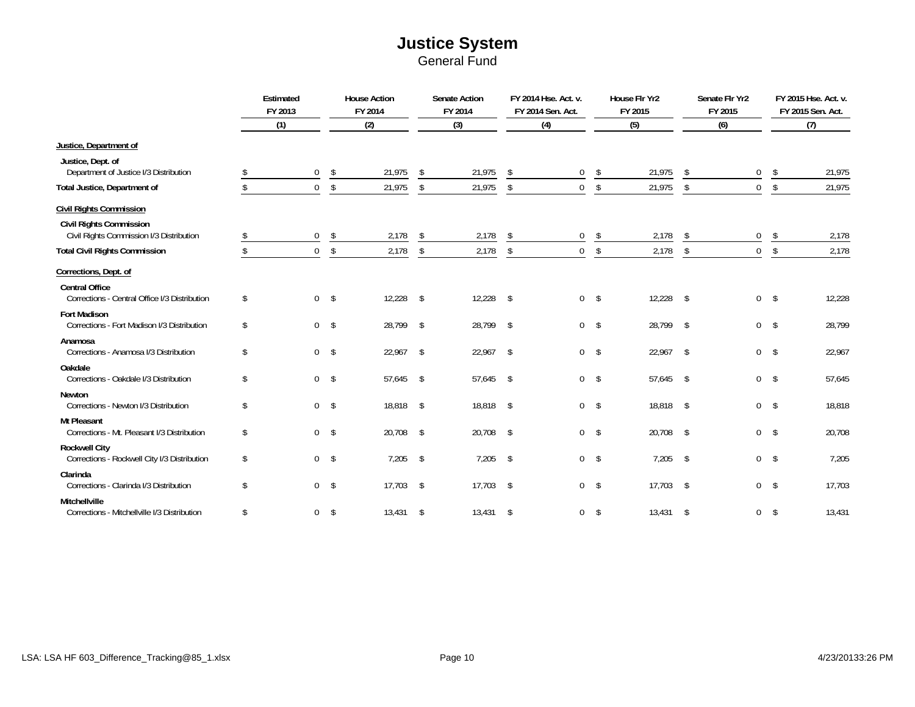# Justice System

General Fund

| | Estimated FY 2013 (1) | House Action FY 2014 (2) | Senate Action FY 2014 (3) | FY 2014 Hse. Act. v. FY 2014 Sen. Act. (4) | House Flr Yr2 FY 2015 (5) | Senate Flr Yr2 FY 2015 (6) | FY 2015 Hse. Act. v. FY 2015 Sen. Act. (7) |
|---|---|---|---|---|---|---|---|
| **Justice, Department of** | | | | | | | |
| **Justice, Dept. of** | | | | | | | |
| Department of Justice I/3 Distribution | $ 0 | $ 21,975 | $ 21,975 | $ 0 | $ 21,975 | $ 0 | $ 21,975 |
| **Total Justice, Department of** | $ 0 | $ 21,975 | $ 21,975 | $ 0 | $ 21,975 | $ 0 | $ 21,975 |
| **Civil Rights Commission** | | | | | | | |
| **Civil Rights Commission** | | | | | | | |
| Civil Rights Commission I/3 Distribution | $ 0 | $ 2,178 | $ 2,178 | $ 0 | $ 2,178 | $ 0 | $ 2,178 |
| **Total Civil Rights Commission** | $ 0 | $ 2,178 | $ 2,178 | $ 0 | $ 2,178 | $ 0 | $ 2,178 |
| **Corrections, Dept. of** | | | | | | | |
| **Central Office** | | | | | | | |
| Corrections - Central Office I/3 Distribution | $ 0 | $ 12,228 | $ 12,228 | $ 0 | $ 12,228 | $ 0 | $ 12,228 |
| **Fort Madison** | | | | | | | |
| Corrections - Fort Madison I/3 Distribution | $ 0 | $ 28,799 | $ 28,799 | $ 0 | $ 28,799 | $ 0 | $ 28,799 |
| **Anamosa** | | | | | | | |
| Corrections - Anamosa I/3 Distribution | $ 0 | $ 22,967 | $ 22,967 | $ 0 | $ 22,967 | $ 0 | $ 22,967 |
| **Oakdale** | | | | | | | |
| Corrections - Oakdale I/3 Distribution | $ 0 | $ 57,645 | $ 57,645 | $ 0 | $ 57,645 | $ 0 | $ 57,645 |
| **Newton** | | | | | | | |
| Corrections - Newton I/3 Distribution | $ 0 | $ 18,818 | $ 18,818 | $ 0 | $ 18,818 | $ 0 | $ 18,818 |
| **Mt Pleasant** | | | | | | | |
| Corrections - Mt. Pleasant I/3 Distribution | $ 0 | $ 20,708 | $ 20,708 | $ 0 | $ 20,708 | $ 0 | $ 20,708 |
| **Rockwell City** | | | | | | | |
| Corrections - Rockwell City I/3 Distribution | $ 0 | $ 7,205 | $ 7,205 | $ 0 | $ 7,205 | $ 0 | $ 7,205 |
| **Clarinda** | | | | | | | |
| Corrections - Clarinda I/3 Distribution | $ 0 | $ 17,703 | $ 17,703 | $ 0 | $ 17,703 | $ 0 | $ 17,703 |
| **Mitchellville** | | | | | | | |
| Corrections - Mitchellville I/3 Distribution | $ 0 | $ 13,431 | $ 13,431 | $ 0 | $ 13,431 | $ 0 | $ 13,431 |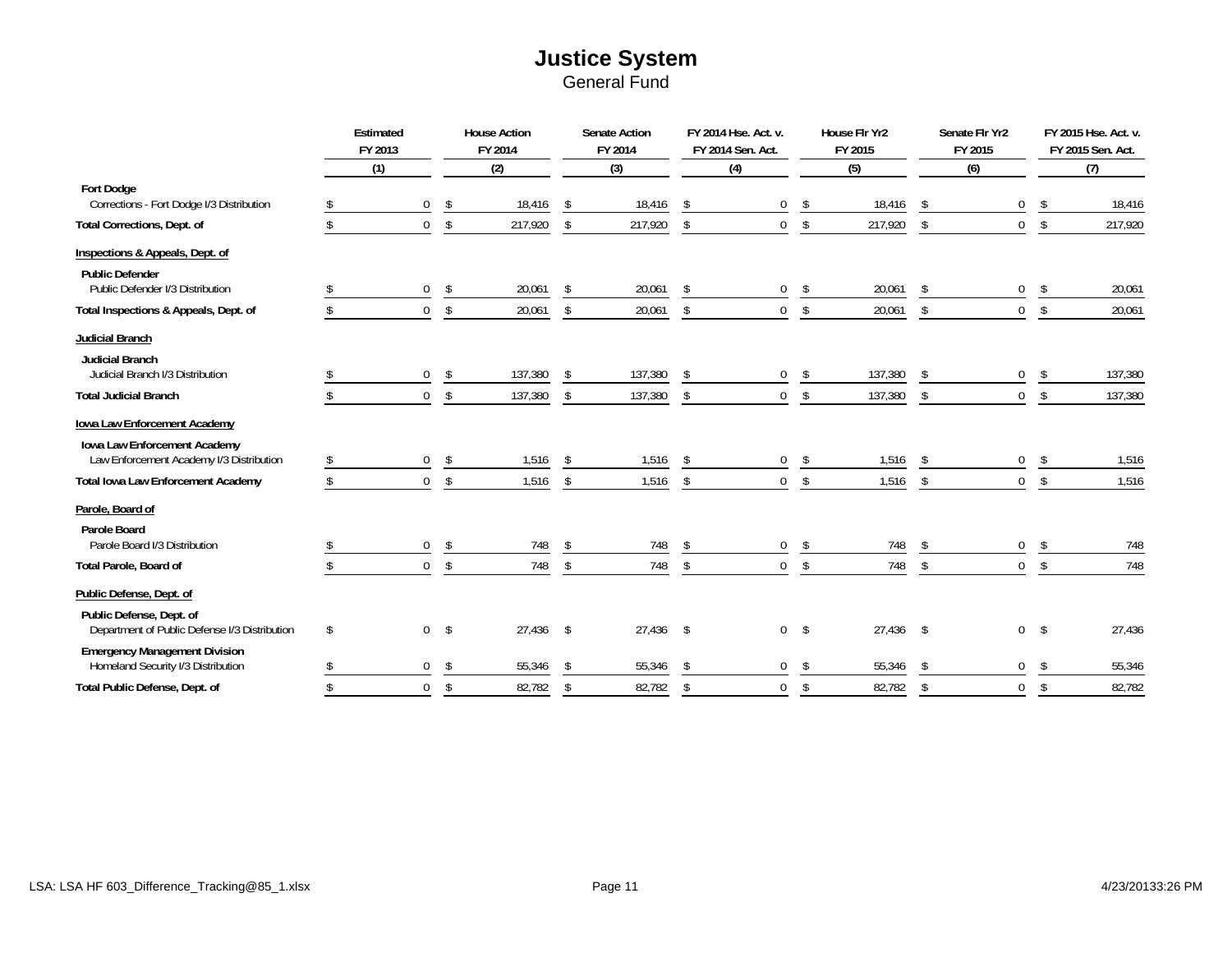# Justice System

General Fund

| | Estimated FY 2013 (1) | House Action FY 2014 (2) | Senate Action FY 2014 (3) | FY 2014 Hse. Act. v. FY 2014 Sen. Act. (4) | House Flr Yr2 FY 2015 (5) | Senate Flr Yr2 FY 2015 (6) | FY 2015 Hse. Act. v. FY 2015 Sen. Act. (7) |
|---|---|---|---|---|---|---|---|
| **Fort Dodge** | | | | | | | |
| Corrections - Fort Dodge I/3 Distribution | $ 0 | $ 18,416 | $ 18,416 | $ 0 | $ 18,416 | $ 0 | $ 18,416 |
| **Total Corrections, Dept. of** | $ 0 | $ 217,920 | $ 217,920 | $ 0 | $ 217,920 | $ 0 | $ 217,920 |
| **Inspections & Appeals, Dept. of** | | | | | | | |
| **Public Defender** | | | | | | | |
| Public Defender I/3 Distribution | $ 0 | $ 20,061 | $ 20,061 | $ 0 | $ 20,061 | $ 0 | $ 20,061 |
| **Total Inspections & Appeals, Dept. of** | $ 0 | $ 20,061 | $ 20,061 | $ 0 | $ 20,061 | $ 0 | $ 20,061 |
| **Judicial Branch** | | | | | | | |
| **Judicial Branch** | | | | | | | |
| Judicial Branch I/3 Distribution | $ 0 | $ 137,380 | $ 137,380 | $ 0 | $ 137,380 | $ 0 | $ 137,380 |
| **Total Judicial Branch** | $ 0 | $ 137,380 | $ 137,380 | $ 0 | $ 137,380 | $ 0 | $ 137,380 |
| **Iowa Law Enforcement Academy** | | | | | | | |
| **Iowa Law Enforcement Academy** | | | | | | | |
| Law Enforcement Academy I/3 Distribution | $ 0 | $ 1,516 | $ 1,516 | $ 0 | $ 1,516 | $ 0 | $ 1,516 |
| **Total Iowa Law Enforcement Academy** | $ 0 | $ 1,516 | $ 1,516 | $ 0 | $ 1,516 | $ 0 | $ 1,516 |
| **Parole, Board of** | | | | | | | |
| **Parole Board** | | | | | | | |
| Parole Board I/3 Distribution | $ 0 | $ 748 | $ 748 | $ 0 | $ 748 | $ 0 | $ 748 |
| **Total Parole, Board of** | $ 0 | $ 748 | $ 748 | $ 0 | $ 748 | $ 0 | $ 748 |
| **Public Defense, Dept. of** | | | | | | | |
| **Public Defense, Dept. of** | | | | | | | |
| Department of Public Defense I/3 Distribution | $ 0 | $ 27,436 | $ 27,436 | $ 0 | $ 27,436 | $ 0 | $ 27,436 |
| **Emergency Management Division** | | | | | | | |
| Homeland Security I/3 Distribution | $ 0 | $ 55,346 | $ 55,346 | $ 0 | $ 55,346 | $ 0 | $ 55,346 |
| **Total Public Defense, Dept. of** | $ 0 | $ 82,782 | $ 82,782 | $ 0 | $ 82,782 | $ 0 | $ 82,782 |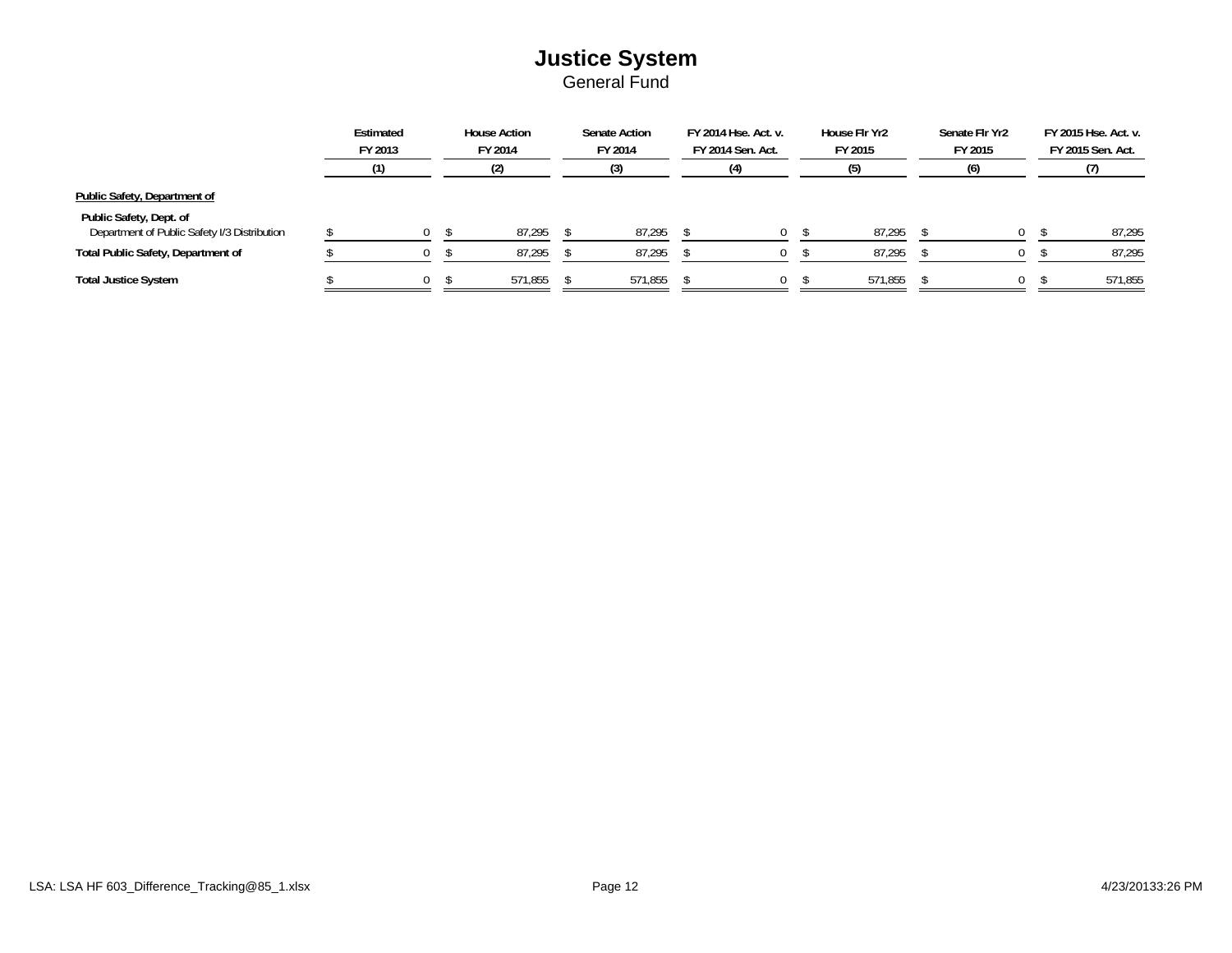# Justice System
General Fund

| | Estimated FY 2013 (1) | House Action FY 2014 (2) | Senate Action FY 2014 (3) | FY 2014 Hse. Act. v. FY 2014 Sen. Act. (4) | House Flr Yr2 FY 2015 (5) | Senate Flr Yr2 FY 2015 (6) | FY 2015 Hse. Act. v. FY 2015 Sen. Act. (7) |
|---|---|---|---|---|---|---|---|
| **Public Safety, Department of** | | | | | | | |
| **Public Safety, Dept. of** | | | | | | | |
| Department of Public Safety I/3 Distribution | $ 0 | $ 87,295 | $ 87,295 | $ 0 | $ 87,295 | $ 0 | $ 87,295 |
| **Total Public Safety, Department of** | $ 0 | $ 87,295 | $ 87,295 | $ 0 | $ 87,295 | $ 0 | $ 87,295 |
| **Total Justice System** | $ 0 | $ 571,855 | $ 571,855 | $ 0 | $ 571,855 | $ 0 | $ 571,855 |

LSA: LSA HF 603_Difference_Tracking@85_1.xlsx 4/23/20133:26 PM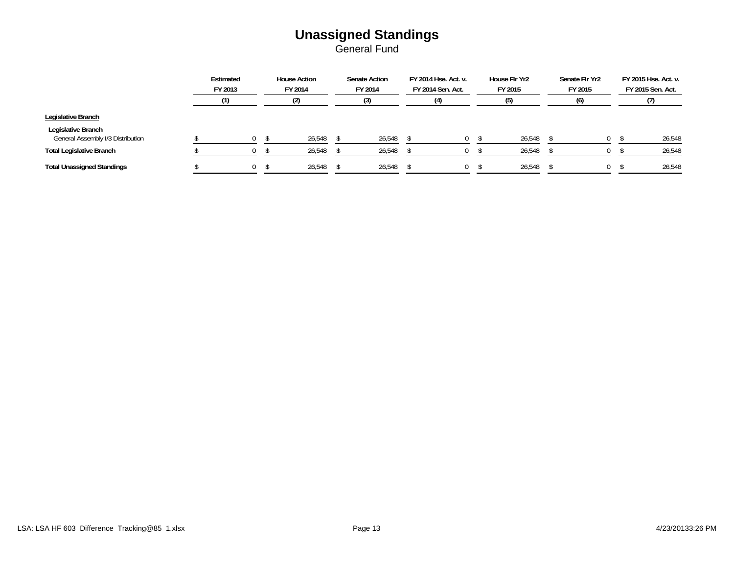# Unassigned Standings

General Fund

| | Estimated FY 2013 | House Action FY 2014 | Senate Action FY 2014 | FY 2014 Hse. Act. v. FY 2014 Sen. Act. | House Flr Yr2 FY 2015 | Senate Flr Yr2 FY 2015 | FY 2015 Hse. Act. v. FY 2015 Sen. Act. |
|---|---|---|---|---|---|---|---|
| | (1) | (2) | (3) | (4) | (5) | (6) | (7) |
| **Legislative Branch** | | | | | | | |
| **Legislative Branch** | | | | | | | |
| General Assembly I/3 Distribution | $ 0 | $ 26,548 | $ 26,548 | $ 0 | $ 26,548 | $ 0 | $ 26,548 |
| **Total Legislative Branch** | $ 0 | $ 26,548 | $ 26,548 | $ 0 | $ 26,548 | $ 0 | $ 26,548 |
| **Total Unassigned Standings** | $ 0 | $ 26,548 | $ 26,548 | $ 0 | $ 26,548 | $ 0 | $ 26,548 |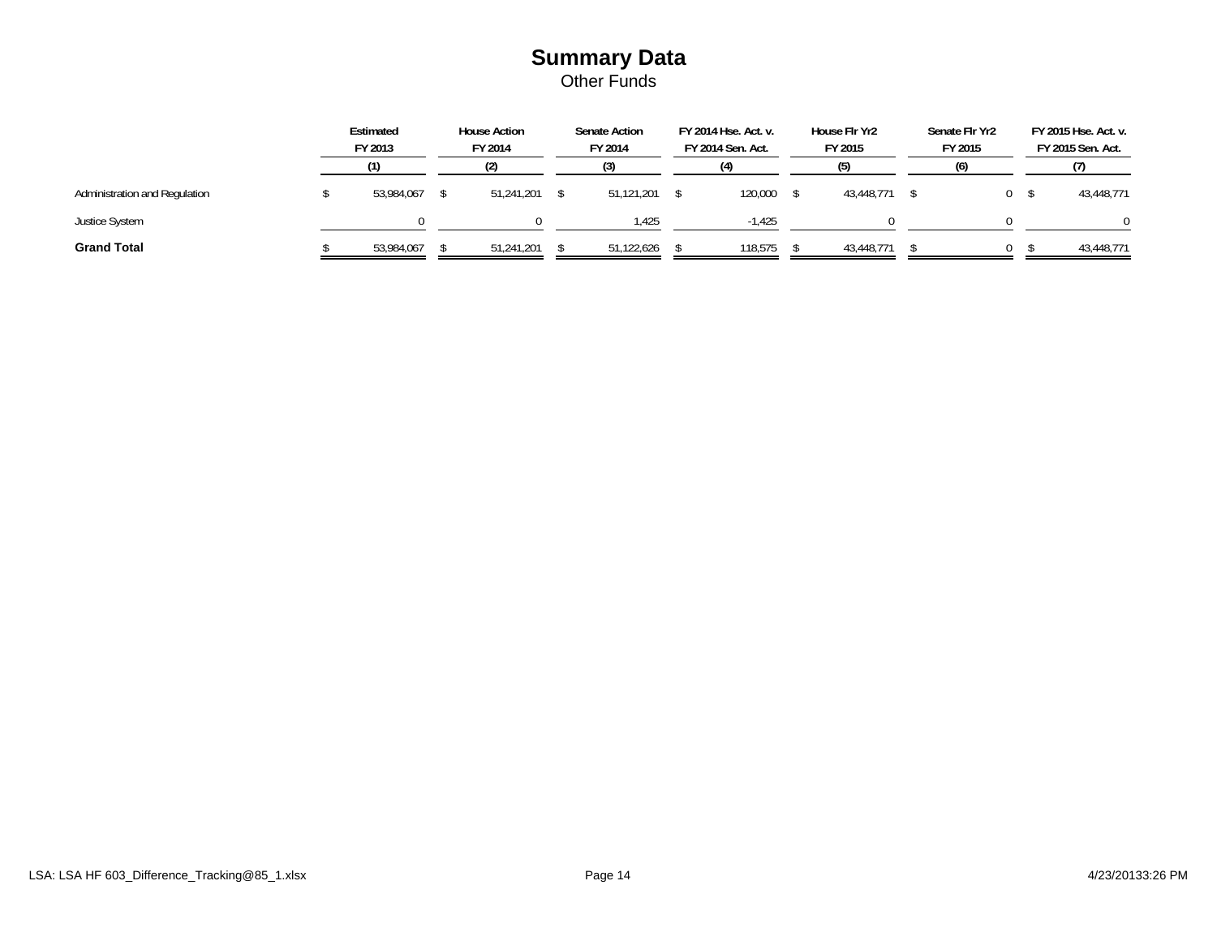# Summary Data

Other Funds

| | Estimated FY 2013 | House Action FY 2014 | Senate Action FY 2014 | FY 2014 Hse. Act. v. FY 2014 Sen. Act. | House Flr Yr2 FY 2015 | Senate Flr Yr2 FY 2015 | FY 2015 Hse. Act. v. FY 2015 Sen. Act. |
|---|---|---|---|---|---|---|---|
| | (1) | (2) | (3) | (4) | (5) | (6) | (7) |
| Administration and Regulation | $ 53,984,067 | $ 51,241,201 | $ 51,121,201 | $ 120,000 | $ 43,448,771 | $ 0 | $ 43,448,771 |
| Justice System | 0 | 0 | 1,425 | -1,425 | 0 | 0 | 0 |
| **Grand Total** | $ 53,984,067 | $ 51,241,201 | $ 51,122,626 | $ 118,575 | $ 43,448,771 | $ 0 | $ 43,448,771 |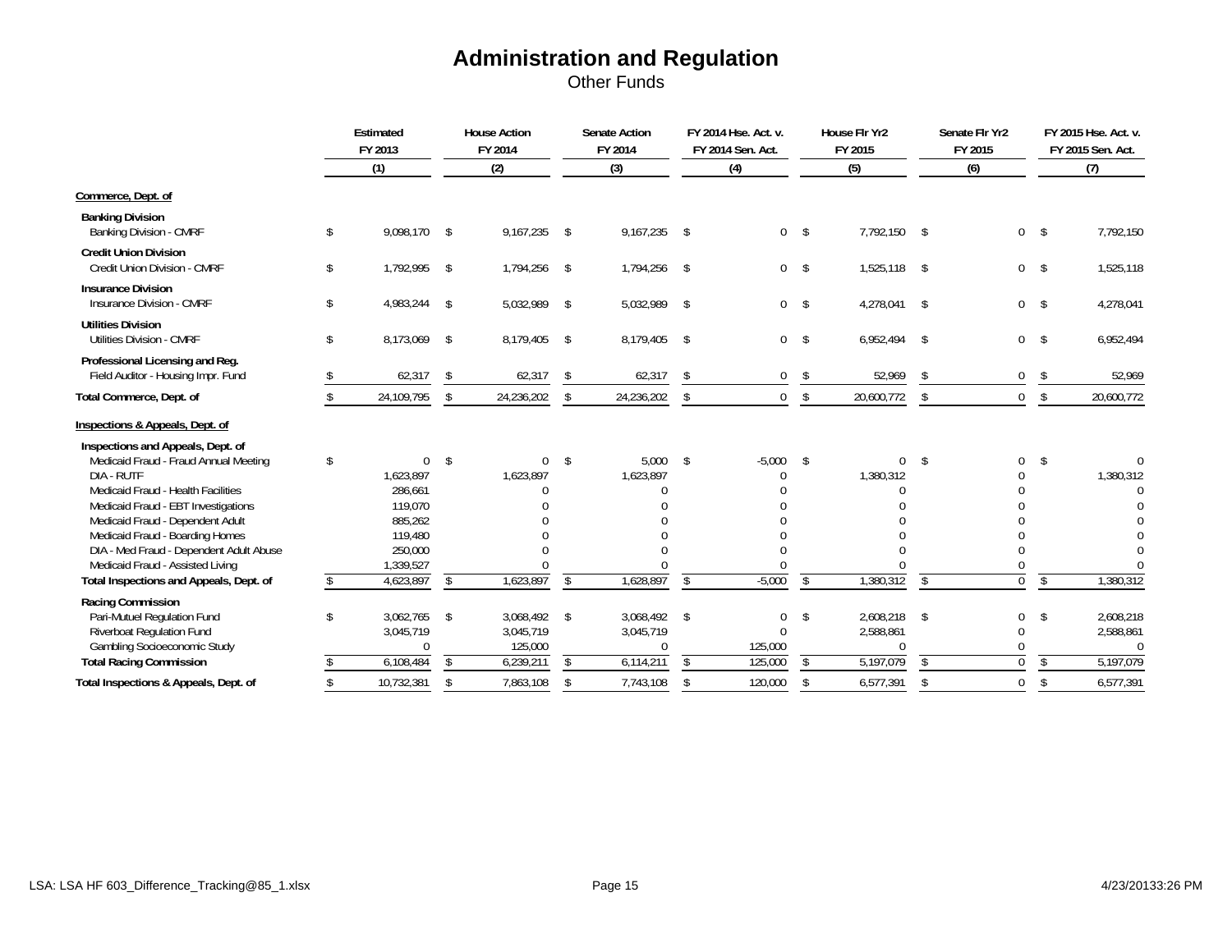# Administration and Regulation

Other Funds

| | Estimated FY 2013 | House Action FY 2014 | Senate Action FY 2014 | FY 2014 Hse. Act. v. FY 2014 Sen. Act. | House Flr Yr2 FY 2015 | Senate Flr Yr2 FY 2015 | FY 2015 Hse. Act. v. FY 2015 Sen. Act. |
|---|---|---|---|---|---|---|---|
| | (1) | (2) | (3) | (4) | (5) | (6) | (7) |
| **Commerce, Dept. of** | | | | | | | |
| **Banking Division** | | | | | | | |
| Banking Division - CMRF | $ 9,098,170 | $ 9,167,235 | $ 9,167,235 | $ 0 | $ 7,792,150 | $ 0 | $ 7,792,150 |
| **Credit Union Division** | | | | | | | |
| Credit Union Division - CMRF | $ 1,792,995 | $ 1,794,256 | $ 1,794,256 | $ 0 | $ 1,525,118 | $ 0 | $ 1,525,118 |
| **Insurance Division** | | | | | | | |
| Insurance Division - CMRF | $ 4,983,244 | $ 5,032,989 | $ 5,032,989 | $ 0 | $ 4,278,041 | $ 0 | $ 4,278,041 |
| **Utilities Division** | | | | | | | |
| Utilities Division - CMRF | $ 8,173,069 | $ 8,179,405 | $ 8,179,405 | $ 0 | $ 6,952,494 | $ 0 | $ 6,952,494 |
| **Professional Licensing and Reg.** | | | | | | | |
| Field Auditor - Housing Impr. Fund | $ 62,317 | $ 62,317 | $ 62,317 | $ 0 | $ 52,969 | $ 0 | $ 52,969 |
| **Total Commerce, Dept. of** | $ 24,109,795 | $ 24,236,202 | $ 24,236,202 | $ 0 | $ 20,600,772 | $ 0 | $ 20,600,772 |
| **Inspections & Appeals, Dept. of** | | | | | | | |
| **Inspections and Appeals, Dept. of** | | | | | | | |
| Medicaid Fraud - Fraud Annual Meeting | $ 0 | $ 0 | $ 5,000 | $ -5,000 | $ 0 | $ 0 | $ 0 |
| DIA - RUTF | 1,623,897 | 1,623,897 | 1,623,897 | 0 | 1,380,312 | 0 | 1,380,312 |
| Medicaid Fraud - Health Facilities | 286,661 | 0 | 0 | 0 | 0 | 0 | 0 |
| Medicaid Fraud - EBT Investigations | 119,070 | 0 | 0 | 0 | 0 | 0 | 0 |
| Medicaid Fraud - Dependent Adult | 885,262 | 0 | 0 | 0 | 0 | 0 | 0 |
| Medicaid Fraud - Boarding Homes | 119,480 | 0 | 0 | 0 | 0 | 0 | 0 |
| DIA - Med Fraud - Dependent Adult Abuse | 250,000 | 0 | 0 | 0 | 0 | 0 | 0 |
| Medicaid Fraud - Assisted Living | 1,339,527 | 0 | 0 | 0 | 0 | 0 | 0 |
| **Total Inspections and Appeals, Dept. of** | $ 4,623,897 | $ 1,623,897 | $ 1,628,897 | $ -5,000 | $ 1,380,312 | $ 0 | $ 1,380,312 |
| **Racing Commission** | | | | | | | |
| Pari-Mutuel Regulation Fund | $ 3,062,765 | $ 3,068,492 | $ 3,068,492 | $ 0 | $ 2,608,218 | $ 0 | $ 2,608,218 |
| Riverboat Regulation Fund | 3,045,719 | 3,045,719 | 3,045,719 | 0 | 2,588,861 | 0 | 2,588,861 |
| Gambling Socioeconomic Study | 0 | 125,000 | 0 | 125,000 | 0 | 0 | 0 |
| **Total Racing Commission** | $ 6,108,484 | $ 6,239,211 | $ 6,114,211 | $ 125,000 | $ 5,197,079 | $ 0 | $ 5,197,079 |
| **Total Inspections & Appeals, Dept. of** | $ 10,732,381 | $ 7,863,108 | $ 7,743,108 | $ 120,000 | $ 6,577,391 | $ 0 | $ 6,577,391 |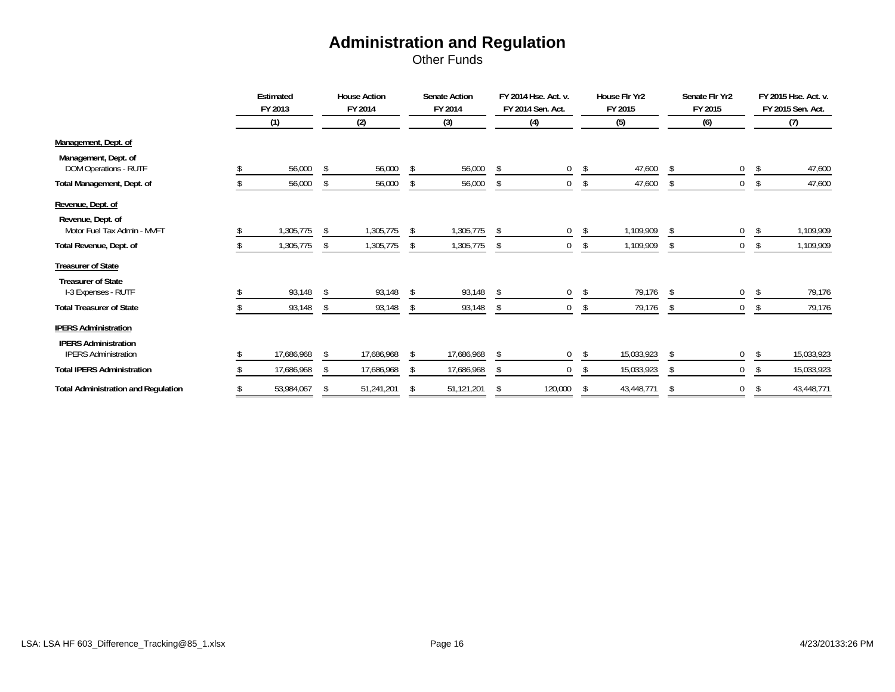# Administration and Regulation

Other Funds

| | Estimated FY 2013 | House Action FY 2014 | Senate Action FY 2014 | FY 2014 Hse. Act. v. FY 2014 Sen. Act. | House Flr Yr2 FY 2015 | Senate Flr Yr2 FY 2015 | FY 2015 Hse. Act. v. FY 2015 Sen. Act. |
|---|---|---|---|---|---|---|---|
| | (1) | (2) | (3) | (4) | (5) | (6) | (7) |
| **Management, Dept. of** | | | | | | | |
| Management, Dept. of | | | | | | | |
| DOM Operations - RUTF | $ 56,000 | $ 56,000 | $ 56,000 | $ 0 | $ 47,600 | $ 0 | $ 47,600 |
| **Total Management, Dept. of** | $ 56,000 | $ 56,000 | $ 56,000 | $ 0 | $ 47,600 | $ 0 | $ 47,600 |
| **Revenue, Dept. of** | | | | | | | |
| Revenue, Dept. of | | | | | | | |
| Motor Fuel Tax Admin - MVFT | $ 1,305,775 | $ 1,305,775 | $ 1,305,775 | $ 0 | $ 1,109,909 | $ 0 | $ 1,109,909 |
| **Total Revenue, Dept. of** | $ 1,305,775 | $ 1,305,775 | $ 1,305,775 | $ 0 | $ 1,109,909 | $ 0 | $ 1,109,909 |
| **Treasurer of State** | | | | | | | |
| Treasurer of State | | | | | | | |
| I-3 Expenses - RUTF | $ 93,148 | $ 93,148 | $ 93,148 | $ 0 | $ 79,176 | $ 0 | $ 79,176 |
| **Total Treasurer of State** | $ 93,148 | $ 93,148 | $ 93,148 | $ 0 | $ 79,176 | $ 0 | $ 79,176 |
| **IPERS Administration** | | | | | | | |
| IPERS Administration | | | | | | | |
| IPERS Administration | $ 17,686,968 | $ 17,686,968 | $ 17,686,968 | $ 0 | $ 15,033,923 | $ 0 | $ 15,033,923 |
| **Total IPERS Administration** | $ 17,686,968 | $ 17,686,968 | $ 17,686,968 | $ 0 | $ 15,033,923 | $ 0 | $ 15,033,923 |
| **Total Administration and Regulation** | $ 53,984,067 | $ 51,241,201 | $ 51,121,201 | $ 120,000 | $ 43,448,771 | $ 0 | $ 43,448,771 |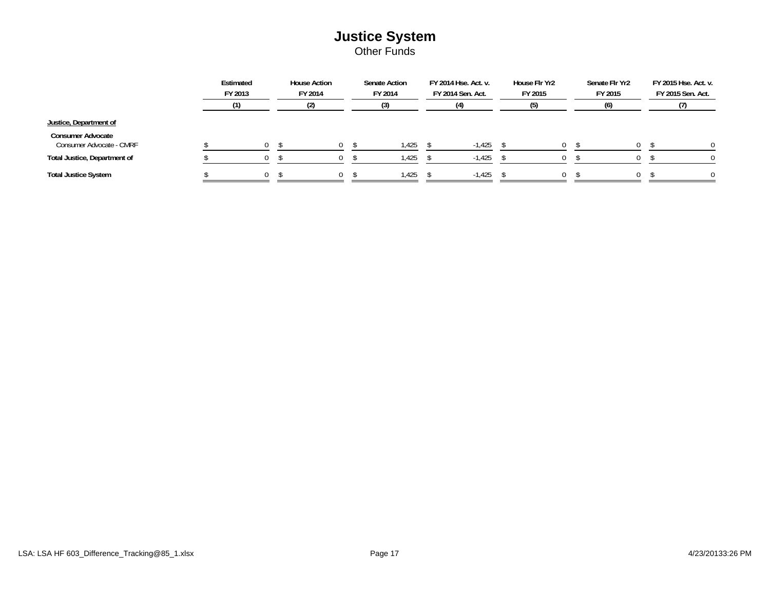# Justice System

## Other Funds

| | Estimated FY 2013 (1) | House Action FY 2014 (2) | Senate Action FY 2014 (3) | FY 2014 Hse. Act. v. FY 2014 Sen. Act. (4) | House Flr Yr2 FY 2015 (5) | Senate Flr Yr2 FY 2015 (6) | FY 2015 Hse. Act. v. FY 2015 Sen. Act. (7) |
|---|---|---|---|---|---|---|---|
| **Justice, Department of** | | | | | | | |
| **Consumer Advocate** | | | | | | | |
| Consumer Advocate - CMRF | $ 0 | $ 0 | $ 1,425 | $ -1,425 | $ 0 | $ 0 | $ 0 |
| **Total Justice, Department of** | $ 0 | $ 0 | $ 1,425 | $ -1,425 | $ 0 | $ 0 | $ 0 |
| **Total Justice System** | $ 0 | $ 0 | $ 1,425 | $ -1,425 | $ 0 | $ 0 | $ 0 |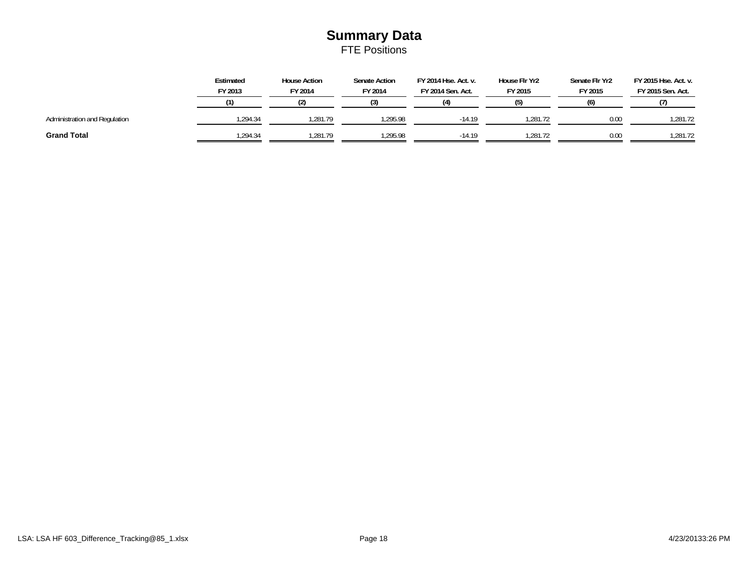# Summary Data

FTE Positions

| | Estimated FY 2013 | House Action FY 2014 | Senate Action FY 2014 | FY 2014 Hse. Act. v. FY 2014 Sen. Act. | House Flr Yr2 FY 2015 | Senate Flr Yr2 FY 2015 | FY 2015 Hse. Act. v. FY 2015 Sen. Act. |
|---|---|---|---|---|---|---|---|
| | (1) | (2) | (3) | (4) | (5) | (6) | (7) |
| Administration and Regulation | 1,294.34 | 1,281.79 | 1,295.98 | -14.19 | 1,281.72 | 0.00 | 1,281.72 |
| **Grand Total** | 1,294.34 | 1,281.79 | 1,295.98 | -14.19 | 1,281.72 | 0.00 | 1,281.72 |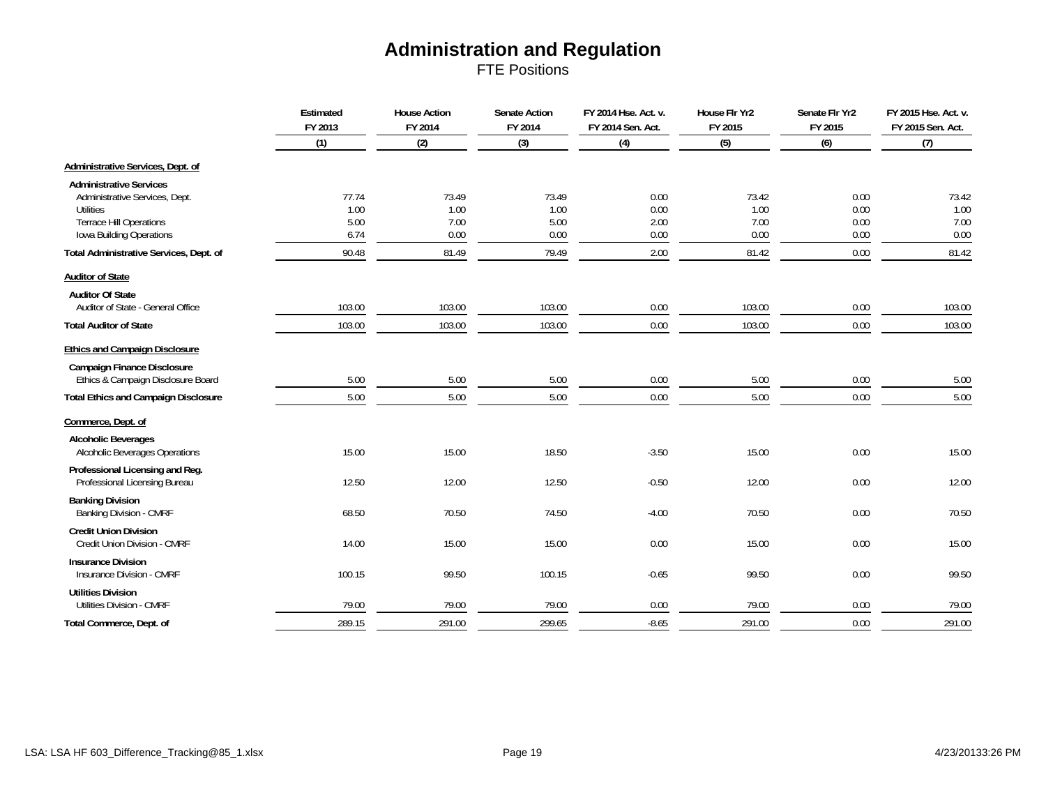# Administration and Regulation

## FTE Positions

| | Estimated FY 2013 | House Action FY 2014 | Senate Action FY 2014 | FY 2014 Hse. Act. v. FY 2014 Sen. Act. | House Flr Yr2 FY 2015 | Senate Flr Yr2 FY 2015 | FY 2015 Hse. Act. v. FY 2015 Sen. Act. |
|---|---|---|---|---|---|---|---|
| | (1) | (2) | (3) | (4) | (5) | (6) | (7) |
| **Administrative Services, Dept. of** | | | | | | | |
| **Administrative Services** | | | | | | | |
| Administrative Services, Dept. | 77.74 | 73.49 | 73.49 | 0.00 | 73.42 | 0.00 | 73.42 |
| Utilities | 1.00 | 1.00 | 1.00 | 0.00 | 1.00 | 0.00 | 1.00 |
| Terrace Hill Operations | 5.00 | 7.00 | 5.00 | 2.00 | 7.00 | 0.00 | 7.00 |
| Iowa Building Operations | 6.74 | 0.00 | 0.00 | 0.00 | 0.00 | 0.00 | 0.00 |
| **Total Administrative Services, Dept. of** | 90.48 | 81.49 | 79.49 | 2.00 | 81.42 | 0.00 | 81.42 |
| **Auditor of State** | | | | | | | |
| **Auditor Of State** | | | | | | | |
| Auditor of State - General Office | 103.00 | 103.00 | 103.00 | 0.00 | 103.00 | 0.00 | 103.00 |
| **Total Auditor of State** | 103.00 | 103.00 | 103.00 | 0.00 | 103.00 | 0.00 | 103.00 |
| **Ethics and Campaign Disclosure** | | | | | | | |
| **Campaign Finance Disclosure** | | | | | | | |
| Ethics & Campaign Disclosure Board | 5.00 | 5.00 | 5.00 | 0.00 | 5.00 | 0.00 | 5.00 |
| **Total Ethics and Campaign Disclosure** | 5.00 | 5.00 | 5.00 | 0.00 | 5.00 | 0.00 | 5.00 |
| **Commerce, Dept. of** | | | | | | | |
| **Alcoholic Beverages** | | | | | | | |
| Alcoholic Beverages Operations | 15.00 | 15.00 | 18.50 | -3.50 | 15.00 | 0.00 | 15.00 |
| **Professional Licensing and Reg.** | | | | | | | |
| Professional Licensing Bureau | 12.50 | 12.00 | 12.50 | -0.50 | 12.00 | 0.00 | 12.00 |
| **Banking Division** | | | | | | | |
| Banking Division - CMRF | 68.50 | 70.50 | 74.50 | -4.00 | 70.50 | 0.00 | 70.50 |
| **Credit Union Division** | | | | | | | |
| Credit Union Division - CMRF | 14.00 | 15.00 | 15.00 | 0.00 | 15.00 | 0.00 | 15.00 |
| **Insurance Division** | | | | | | | |
| Insurance Division - CMRF | 100.15 | 99.50 | 100.15 | -0.65 | 99.50 | 0.00 | 99.50 |
| **Utilities Division** | | | | | | | |
| Utilities Division - CMRF | 79.00 | 79.00 | 79.00 | 0.00 | 79.00 | 0.00 | 79.00 |
| **Total Commerce, Dept. of** | 289.15 | 291.00 | 299.65 | -8.65 | 291.00 | 0.00 | 291.00 |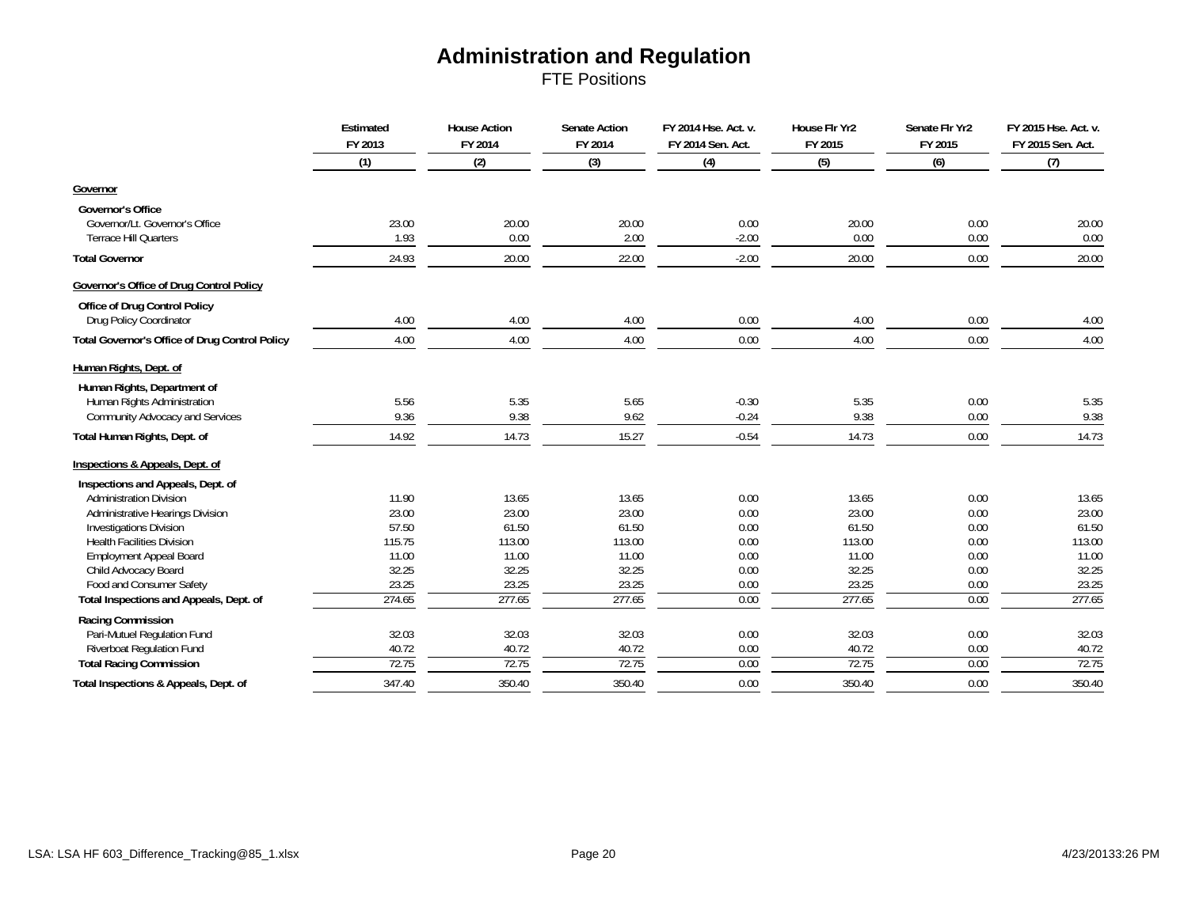# Administration and Regulation

## FTE Positions

| | Estimated FY 2013 | House Action FY 2014 | Senate Action FY 2014 | FY 2014 Hse. Act. v. FY 2014 Sen. Act. | House Flr Yr2 FY 2015 | Senate Flr Yr2 FY 2015 | FY 2015 Hse. Act. v. FY 2015 Sen. Act. |
|---|---|---|---|---|---|---|---|
| | (1) | (2) | (3) | (4) | (5) | (6) | (7) |
| **Governor** | | | | | | | |
| **Governor's Office** | | | | | | | |
| Governor/Lt. Governor's Office | 23.00 | 20.00 | 20.00 | 0.00 | 20.00 | 0.00 | 20.00 |
| Terrace Hill Quarters | 1.93 | 0.00 | 2.00 | -2.00 | 0.00 | 0.00 | 0.00 |
| **Total Governor** | 24.93 | 20.00 | 22.00 | -2.00 | 20.00 | 0.00 | 20.00 |
| **Governor's Office of Drug Control Policy** | | | | | | | |
| **Office of Drug Control Policy** | | | | | | | |
| Drug Policy Coordinator | 4.00 | 4.00 | 4.00 | 0.00 | 4.00 | 0.00 | 4.00 |
| **Total Governor's Office of Drug Control Policy** | 4.00 | 4.00 | 4.00 | 0.00 | 4.00 | 0.00 | 4.00 |
| **Human Rights, Dept. of** | | | | | | | |
| **Human Rights, Department of** | | | | | | | |
| Human Rights Administration | 5.56 | 5.35 | 5.65 | -0.30 | 5.35 | 0.00 | 5.35 |
| Community Advocacy and Services | 9.36 | 9.38 | 9.62 | -0.24 | 9.38 | 0.00 | 9.38 |
| **Total Human Rights, Dept. of** | 14.92 | 14.73 | 15.27 | -0.54 | 14.73 | 0.00 | 14.73 |
| **Inspections & Appeals, Dept. of** | | | | | | | |
| **Inspections and Appeals, Dept. of** | | | | | | | |
| Administration Division | 11.90 | 13.65 | 13.65 | 0.00 | 13.65 | 0.00 | 13.65 |
| Administrative Hearings Division | 23.00 | 23.00 | 23.00 | 0.00 | 23.00 | 0.00 | 23.00 |
| Investigations Division | 57.50 | 61.50 | 61.50 | 0.00 | 61.50 | 0.00 | 61.50 |
| Health Facilities Division | 115.75 | 113.00 | 113.00 | 0.00 | 113.00 | 0.00 | 113.00 |
| Employment Appeal Board | 11.00 | 11.00 | 11.00 | 0.00 | 11.00 | 0.00 | 11.00 |
| Child Advocacy Board | 32.25 | 32.25 | 32.25 | 0.00 | 32.25 | 0.00 | 32.25 |
| Food and Consumer Safety | 23.25 | 23.25 | 23.25 | 0.00 | 23.25 | 0.00 | 23.25 |
| **Total Inspections and Appeals, Dept. of** | 274.65 | 277.65 | 277.65 | 0.00 | 277.65 | 0.00 | 277.65 |
| **Racing Commission** | | | | | | | |
| Pari-Mutuel Regulation Fund | 32.03 | 32.03 | 32.03 | 0.00 | 32.03 | 0.00 | 32.03 |
| Riverboat Regulation Fund | 40.72 | 40.72 | 40.72 | 0.00 | 40.72 | 0.00 | 40.72 |
| **Total Racing Commission** | 72.75 | 72.75 | 72.75 | 0.00 | 72.75 | 0.00 | 72.75 |
| **Total Inspections & Appeals, Dept. of** | 347.40 | 350.40 | 350.40 | 0.00 | 350.40 | 0.00 | 350.40 |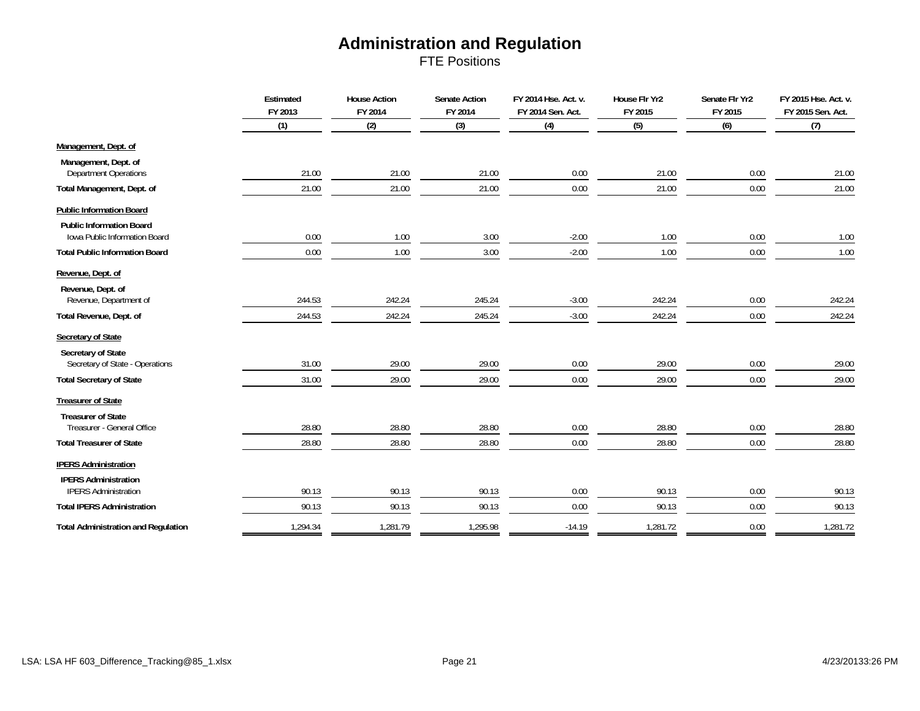# Administration and Regulation

FTE Positions

| | Estimated FY 2013 | House Action FY 2014 | Senate Action FY 2014 | FY 2014 Hse. Act. v. FY 2014 Sen. Act. | House Flr Yr2 FY 2015 | Senate Flr Yr2 FY 2015 | FY 2015 Hse. Act. v. FY 2015 Sen. Act. |
|---|---|---|---|---|---|---|---|
| | (1) | (2) | (3) | (4) | (5) | (6) | (7) |
| **Management, Dept. of** | | | | | | | |
| **Management, Dept. of** | | | | | | | |
| Department Operations | 21.00 | 21.00 | 21.00 | 0.00 | 21.00 | 0.00 | 21.00 |
| **Total Management, Dept. of** | 21.00 | 21.00 | 21.00 | 0.00 | 21.00 | 0.00 | 21.00 |
| **Public Information Board** | | | | | | | |
| **Public Information Board** | | | | | | | |
| Iowa Public Information Board | 0.00 | 1.00 | 3.00 | -2.00 | 1.00 | 0.00 | 1.00 |
| **Total Public Information Board** | 0.00 | 1.00 | 3.00 | -2.00 | 1.00 | 0.00 | 1.00 |
| **Revenue, Dept. of** | | | | | | | |
| **Revenue, Dept. of** | | | | | | | |
| Revenue, Department of | 244.53 | 242.24 | 245.24 | -3.00 | 242.24 | 0.00 | 242.24 |
| **Total Revenue, Dept. of** | 244.53 | 242.24 | 245.24 | -3.00 | 242.24 | 0.00 | 242.24 |
| **Secretary of State** | | | | | | | |
| **Secretary of State** | | | | | | | |
| Secretary of State - Operations | 31.00 | 29.00 | 29.00 | 0.00 | 29.00 | 0.00 | 29.00 |
| **Total Secretary of State** | 31.00 | 29.00 | 29.00 | 0.00 | 29.00 | 0.00 | 29.00 |
| **Treasurer of State** | | | | | | | |
| **Treasurer of State** | | | | | | | |
| Treasurer - General Office | 28.80 | 28.80 | 28.80 | 0.00 | 28.80 | 0.00 | 28.80 |
| **Total Treasurer of State** | 28.80 | 28.80 | 28.80 | 0.00 | 28.80 | 0.00 | 28.80 |
| **IPERS Administration** | | | | | | | |
| **IPERS Administration** | | | | | | | |
| IPERS Administration | 90.13 | 90.13 | 90.13 | 0.00 | 90.13 | 0.00 | 90.13 |
| **Total IPERS Administration** | 90.13 | 90.13 | 90.13 | 0.00 | 90.13 | 0.00 | 90.13 |
| **Total Administration and Regulation** | 1,294.34 | 1,281.79 | 1,295.98 | -14.19 | 1,281.72 | 0.00 | 1,281.72 |